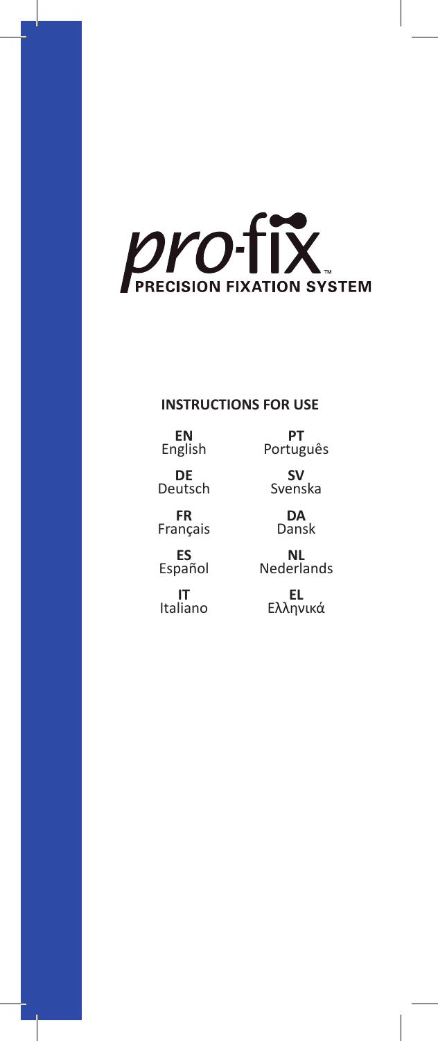# pro-fix™

**PRECISION FIXATION SYSTEM**

## INSTRUCTIONS FOR USE

**EN**
English

**DE**
Deutsch

**FR**
Français

**ES**
Español

**IT**
Italiano

**PT**
Português

**SV**
Svenska

**DA**
Dansk

**NL**
Nederlands

**EL**
Ελληνικά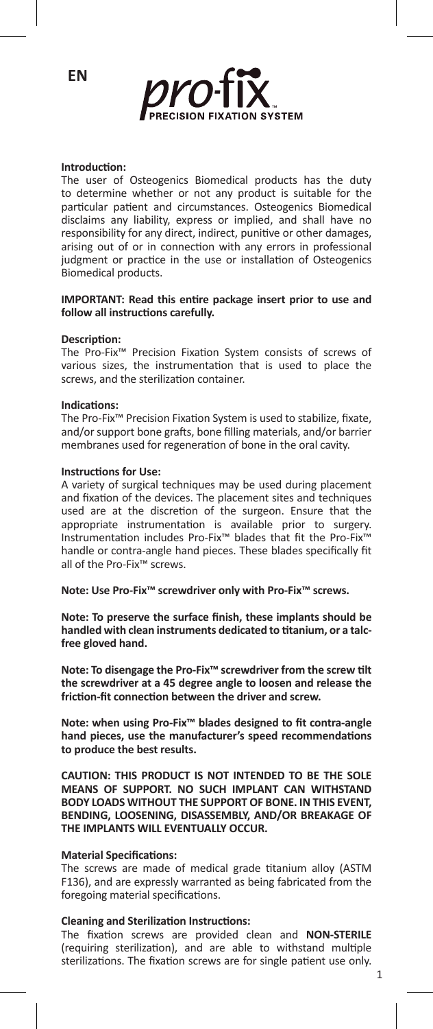EN

**pro-fix™ PRECISION FIXATION SYSTEM**

**Introduction:**
The user of Osteogenics Biomedical products has the duty to determine whether or not any product is suitable for the particular patient and circumstances. Osteogenics Biomedical disclaims any liability, express or implied, and shall have no responsibility for any direct, indirect, punitive or other damages, arising out of or in connection with any errors in professional judgment or practice in the use or installation of Osteogenics Biomedical products.

**IMPORTANT: Read this entire package insert prior to use and follow all instructions carefully.**

**Description:**
The Pro-Fix™ Precision Fixation System consists of screws of various sizes, the instrumentation that is used to place the screws, and the sterilization container.

**Indications:**
The Pro-Fix™ Precision Fixation System is used to stabilize, fixate, and/or support bone grafts, bone filling materials, and/or barrier membranes used for regeneration of bone in the oral cavity.

**Instructions for Use:**
A variety of surgical techniques may be used during placement and fixation of the devices. The placement sites and techniques used are at the discretion of the surgeon. Ensure that the appropriate instrumentation is available prior to surgery. Instrumentation includes Pro-Fix™ blades that fit the Pro-Fix™ handle or contra-angle hand pieces. These blades specifically fit all of the Pro-Fix™ screws.

**Note: Use Pro-Fix™ screwdriver only with Pro-Fix™ screws.**

**Note: To preserve the surface finish, these implants should be handled with clean instruments dedicated to titanium, or a talc-free gloved hand.**

**Note: To disengage the Pro-Fix™ screwdriver from the screw tilt the screwdriver at a 45 degree angle to loosen and release the friction-fit connection between the driver and screw.**

**Note: when using Pro-Fix™ blades designed to fit contra-angle hand pieces, use the manufacturer's speed recommendations to produce the best results.**

**CAUTION: THIS PRODUCT IS NOT INTENDED TO BE THE SOLE MEANS OF SUPPORT. NO SUCH IMPLANT CAN WITHSTAND BODY LOADS WITHOUT THE SUPPORT OF BONE. IN THIS EVENT, BENDING, LOOSENING, DISASSEMBLY, AND/OR BREAKAGE OF THE IMPLANTS WILL EVENTUALLY OCCUR.**

**Material Specifications:**
The screws are made of medical grade titanium alloy (ASTM F136), and are expressly warranted as being fabricated from the foregoing material specifications.

**Cleaning and Sterilization Instructions:**
The fixation screws are provided clean and **NON-STERILE** (requiring sterilization), and are able to withstand multiple sterilizations. The fixation screws are for single patient use only.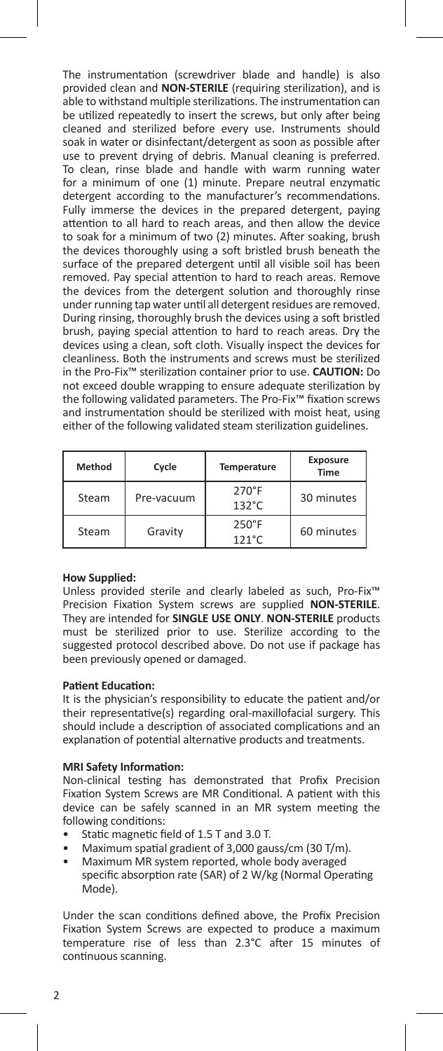The instrumentation (screwdriver blade and handle) is also provided clean and **NON-STERILE** (requiring sterilization), and is able to withstand multiple sterilizations. The instrumentation can be utilized repeatedly to insert the screws, but only after being cleaned and sterilized before every use. Instruments should soak in water or disinfectant/detergent as soon as possible after use to prevent drying of debris. Manual cleaning is preferred. To clean, rinse blade and handle with warm running water for a minimum of one (1) minute. Prepare neutral enzymatic detergent according to the manufacturer's recommendations. Fully immerse the devices in the prepared detergent, paying attention to all hard to reach areas, and then allow the device to soak for a minimum of two (2) minutes. After soaking, brush the devices thoroughly using a soft bristled brush beneath the surface of the prepared detergent until all visible soil has been removed. Pay special attention to hard to reach areas. Remove the devices from the detergent solution and thoroughly rinse under running tap water until all detergent residues are removed. During rinsing, thoroughly brush the devices using a soft bristled brush, paying special attention to hard to reach areas. Dry the devices using a clean, soft cloth. Visually inspect the devices for cleanliness. Both the instruments and screws must be sterilized in the Pro-Fix™ sterilization container prior to use. **CAUTION:** Do not exceed double wrapping to ensure adequate sterilization by the following validated parameters. The Pro-Fix™ fixation screws and instrumentation should be sterilized with moist heat, using either of the following validated steam sterilization guidelines.

| Method | Cycle | Temperature | Exposure Time |
|---|---|---|---|
| Steam | Pre-vacuum | 270°F 132°C | 30 minutes |
| Steam | Gravity | 250°F 121°C | 60 minutes |

**How Supplied:**
Unless provided sterile and clearly labeled as such, Pro-Fix™ Precision Fixation System screws are supplied **NON-STERILE**. They are intended for **SINGLE USE ONLY**. **NON-STERILE** products must be sterilized prior to use. Sterilize according to the suggested protocol described above. Do not use if package has been previously opened or damaged.

**Patient Education:**
It is the physician's responsibility to educate the patient and/or their representative(s) regarding oral-maxillofacial surgery. This should include a description of associated complications and an explanation of potential alternative products and treatments.

**MRI Safety Information:**
Non-clinical testing has demonstrated that Profix Precision Fixation System Screws are MR Conditional. A patient with this device can be safely scanned in an MR system meeting the following conditions:

- Static magnetic field of 1.5 T and 3.0 T.
- Maximum spatial gradient of 3,000 gauss/cm (30 T/m).
- Maximum MR system reported, whole body averaged specific absorption rate (SAR) of 2 W/kg (Normal Operating Mode).

Under the scan conditions defined above, the Profix Precision Fixation System Screws are expected to produce a maximum temperature rise of less than 2.3°C after 15 minutes of continuous scanning.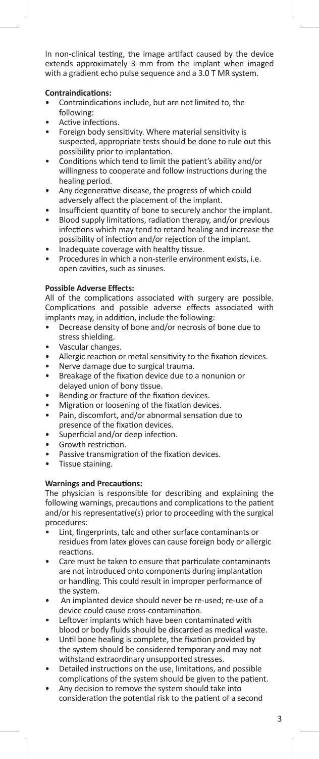In non-clinical testing, the image artifact caused by the device extends approximately 3 mm from the implant when imaged with a gradient echo pulse sequence and a 3.0 T MR system.

**Contraindications:**

- Contraindications include, but are not limited to, the following:
- Active infections.
- Foreign body sensitivity. Where material sensitivity is suspected, appropriate tests should be done to rule out this possibility prior to implantation.
- Conditions which tend to limit the patient's ability and/or willingness to cooperate and follow instructions during the healing period.
- Any degenerative disease, the progress of which could adversely affect the placement of the implant.
- Insufficient quantity of bone to securely anchor the implant.
- Blood supply limitations, radiation therapy, and/or previous infections which may tend to retard healing and increase the possibility of infection and/or rejection of the implant.
- Inadequate coverage with healthy tissue.
- Procedures in which a non-sterile environment exists, i.e. open cavities, such as sinuses.

**Possible Adverse Effects:**

All of the complications associated with surgery are possible. Complications and possible adverse effects associated with implants may, in addition, include the following:

- Decrease density of bone and/or necrosis of bone due to stress shielding.
- Vascular changes.
- Allergic reaction or metal sensitivity to the fixation devices.
- Nerve damage due to surgical trauma.
- Breakage of the fixation device due to a nonunion or delayed union of bony tissue.
- Bending or fracture of the fixation devices.
- Migration or loosening of the fixation devices.
- Pain, discomfort, and/or abnormal sensation due to presence of the fixation devices.
- Superficial and/or deep infection.
- Growth restriction.
- Passive transmigration of the fixation devices.
- Tissue staining.

**Warnings and Precautions:**

The physician is responsible for describing and explaining the following warnings, precautions and complications to the patient and/or his representative(s) prior to proceeding with the surgical procedures:

- Lint, fingerprints, talc and other surface contaminants or residues from latex gloves can cause foreign body or allergic reactions.
- Care must be taken to ensure that particulate contaminants are not introduced onto components during implantation or handling. This could result in improper performance of the system.
- An implanted device should never be re-used; re-use of a device could cause cross-contamination.
- Leftover implants which have been contaminated with blood or body fluids should be discarded as medical waste.
- Until bone healing is complete, the fixation provided by the system should be considered temporary and may not withstand extraordinary unsupported stresses.
- Detailed instructions on the use, limitations, and possible complications of the system should be given to the patient.
- Any decision to remove the system should take into consideration the potential risk to the patient of a second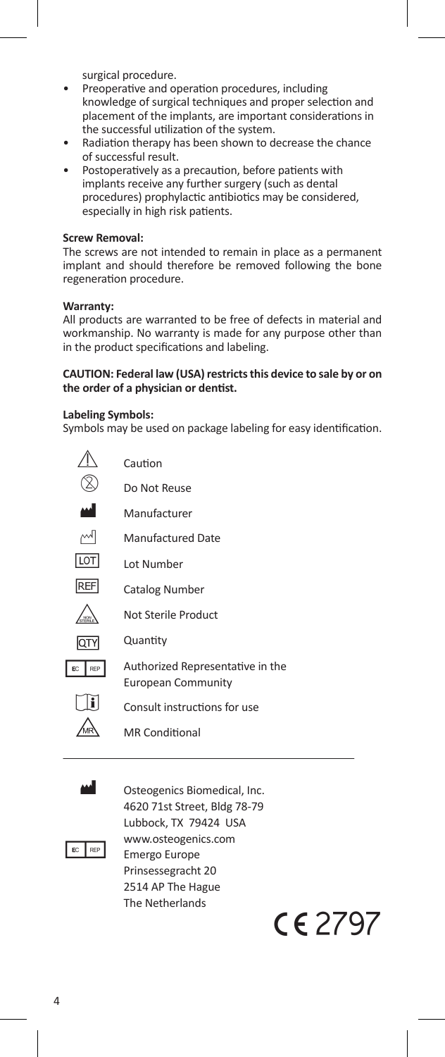surgical procedure.

- Preoperative and operation procedures, including knowledge of surgical techniques and proper selection and placement of the implants, are important considerations in the successful utilization of the system.
- Radiation therapy has been shown to decrease the chance of successful result.
- Postoperatively as a precaution, before patients with implants receive any further surgery (such as dental procedures) prophylactic antibiotics may be considered, especially in high risk patients.

**Screw Removal:**

The screws are not intended to remain in place as a permanent implant and should therefore be removed following the bone regeneration procedure.

**Warranty:**

All products are warranted to be free of defects in material and workmanship. No warranty is made for any purpose other than in the product specifications and labeling.

**CAUTION: Federal law (USA) restricts this device to sale by or on the order of a physician or dentist.**

**Labeling Symbols:**

Symbols may be used on package labeling for easy identification.

| Symbol | Meaning |
| --- | --- |
| ⚠ | Caution |
| ⊗ | Do Not Reuse |
| 🏭 | Manufacturer |
| | Manufactured Date |
| LOT | Lot Number |
| REF | Catalog Number |
| NON STERILE | Not Sterile Product |
| QTY | Quantity |
| EC REP | Authorized Representative in the European Community |
| i | Consult instructions for use |
| MR | MR Conditional |

Osteogenics Biomedical, Inc.
4620 71st Street, Bldg 78-79
Lubbock, TX 79424 USA
www.osteogenics.com

EC REP
Emergo Europe
Prinsessegracht 20
2514 AP The Hague
The Netherlands

CE 2797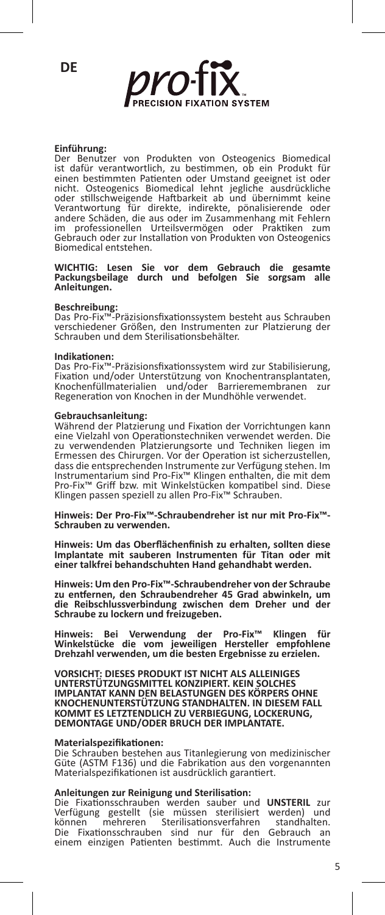DE

pro-fix™ PRECISION FIXATION SYSTEM

**Einführung:**
Der Benutzer von Produkten von Osteogenics Biomedical ist dafür verantwortlich, zu bestimmen, ob ein Produkt für einen bestimmten Patienten oder Umstand geeignet ist oder nicht. Osteogenics Biomedical lehnt jegliche ausdrückliche oder stillschweigende Haftbarkeit ab und übernimmt keine Verantwortung für direkte, indirekte, pönalisierende oder andere Schäden, die aus oder im Zusammenhang mit Fehlern im professionellen Urteilsvermögen oder Praktiken zum Gebrauch oder zur Installation von Produkten von Osteogenics Biomedical entstehen.

**WICHTIG: Lesen Sie vor dem Gebrauch die gesamte Packungsbeilage durch und befolgen Sie sorgsam alle Anleitungen.**

**Beschreibung:**
Das Pro-Fix™-Präzisionsfixationssystem besteht aus Schrauben verschiedener Größen, den Instrumenten zur Platzierung der Schrauben und dem Sterilisationsbehälter.

**Indikationen:**
Das Pro-Fix™-Präzisionsfixationssystem wird zur Stabilisierung, Fixation und/oder Unterstützung von Knochentransplantaten, Knochenfüllmaterialien und/oder Barrieremembranen zur Regeneration von Knochen in der Mundhöhle verwendet.

**Gebrauchsanleitung:**
Während der Platzierung und Fixation der Vorrichtungen kann eine Vielzahl von Operationstechniken verwendet werden. Die zu verwendenden Platzierungsorte und Techniken liegen im Ermessen des Chirurgen. Vor der Operation ist sicherzustellen, dass die entsprechenden Instrumente zur Verfügung stehen. Im Instrumentarium sind Pro-Fix™ Klingen enthalten, die mit dem Pro-Fix™ Griff bzw. mit Winkelstücken kompatibel sind. Diese Klingen passen speziell zu allen Pro-Fix™ Schrauben.

**Hinweis: Der Pro-Fix™-Schraubendreher ist nur mit Pro-Fix™-Schrauben zu verwenden.**

**Hinweis: Um das Oberflächenfinish zu erhalten, sollten diese Implantate mit sauberen Instrumenten für Titan oder mit einer talkfrei behandschuhten Hand gehandhabt werden.**

**Hinweis: Um den Pro-Fix™-Schraubendreher von der Schraube zu entfernen, den Schraubendreher 45 Grad abwinkeln, um die Reibschlussverbindung zwischen dem Dreher und der Schraube zu lockern und freizugeben.**

**Hinweis: Bei Verwendung der Pro-Fix™ Klingen für Winkelstücke die vom jeweiligen Hersteller empfohlene Drehzahl verwenden, um die besten Ergebnisse zu erzielen.**

**VORSICHT: DIESES PRODUKT IST NICHT ALS ALLEINIGES UNTERSTÜTZUNGSMITTEL KONZIPIERT. KEIN SOLCHES IMPLANTAT KANN DEN BELASTUNGEN DES KÖRPERS OHNE KNOCHENUNTERSTÜTZUNG STANDHALTEN. IN DIESEM FALL KOMMT ES LETZTENDLICH ZU VERBIEGUNG, LOCKERUNG, DEMONTAGE UND/ODER BRUCH DER IMPLANTATE.**

**Materialspezifikationen:**
Die Schrauben bestehen aus Titanlegierung von medizinischer Güte (ASTM F136) und die Fabrikation aus den vorgenannten Materialspezifikationen ist ausdrücklich garantiert.

**Anleitungen zur Reinigung und Sterilisation:**
Die Fixationsschrauben werden sauber und **UNSTERIL** zur Verfügung gestellt (sie müssen sterilisiert werden) und können mehreren Sterilisationsverfahren standhalten. Die Fixationsschrauben sind nur für den Gebrauch an einem einzigen Patienten bestimmt. Auch die Instrumente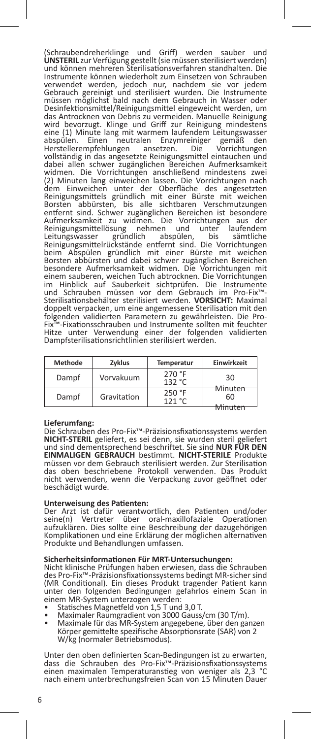(Schraubendreherklinge und Griff) werden sauber und **UNSTERIL** zur Verfügung gestellt (sie müssen sterilisiert werden) und können mehreren Sterilisationsverfahren standhalten. Die Instrumente können wiederholt zum Einsetzen von Schrauben verwendet werden, jedoch nur, nachdem sie vor jedem Gebrauch gereinigt und sterilisiert wurden. Die Instrumente müssen möglichst bald nach dem Gebrauch in Wasser oder Desinfektionsmittel/Reinigungsmittel eingeweicht werden, um das Antrocknen von Debris zu vermeiden. Manuelle Reinigung wird bevorzugt. Klinge und Griff zur Reinigung mindestens eine (1) Minute lang mit warmem laufendem Leitungswasser abspülen. Einen neutralen Enzymreiniger gemäß den Herstellerempfehlungen ansetzen. Die Vorrichtungen vollständig in das angesetzte Reinigungsmittel eintauchen und dabei allen schwer zugänglichen Bereichen Aufmerksamkeit widmen. Die Vorrichtungen anschließend mindestens zwei (2) Minuten lang einweichen lassen. Die Vorrichtungen nach dem Einweichen unter der Oberfläche des angesetzten Reinigungsmittels gründlich mit einer Bürste mit weichen Borsten abbürsten, bis alle sichtbaren Verschmutzungen entfernt sind. Schwer zugänglichen Bereichen ist besondere Aufmerksamkeit zu widmen. Die Vorrichtungen aus der Reinigungsmittellösung nehmen und unter laufendem Leitungswasser gründlich abspülen, bis sämtliche Reinigungsmittelrückstände entfernt sind. Die Vorrichtungen beim Abspülen gründlich mit einer Bürste mit weichen Borsten abbürsten und dabei schwer zugänglichen Bereichen besondere Aufmerksamkeit widmen. Die Vorrichtungen mit einem sauberen, weichen Tuch abtrocknen. Die Vorrichtungen im Hinblick auf Sauberkeit sichtprüfen. Die Instrumente und Schrauben müssen vor dem Gebrauch im Pro-Fix™-Sterilisationsbehälter sterilisiert werden. **VORSICHT:** Maximal doppelt verpacken, um eine angemessene Sterilisation mit den folgenden validierten Parametern zu gewährleisten. Die Pro-Fix™-Fixationsschrauben und Instrumente sollten mit feuchter Hitze unter Verwendung einer der folgenden validierten Dampfsterilisationsrichtlinien sterilisiert werden.

| Methode | Zyklus | Temperatur | Einwirkzeit |
|---|---|---|---|
| Dampf | Vorvakuum | 270 °F 132 °C | 30 Minuten |
| Dampf | Gravitation | 250 °F 121 °C | 60 Minuten |

**Lieferumfang:**
Die Schrauben des Pro-Fix™-Präzisionsfixationssystems werden **NICHT-STERIL** geliefert, es sei denn, sie wurden steril geliefert und sind dementsprechend beschriftet. Sie sind **NUR FÜR DEN EINMALIGEN GEBRAUCH** bestimmt. **NICHT-STERILE** Produkte müssen vor dem Gebrauch sterilisiert werden. Zur Sterilisation das oben beschriebene Protokoll verwenden. Das Produkt nicht verwenden, wenn die Verpackung zuvor geöffnet oder beschädigt wurde.

**Unterweisung des Patienten:**
Der Arzt ist dafür verantwortlich, den Patienten und/oder seine(n) Vertreter über oral-maxillofaziale Operationen aufzuklären. Dies sollte eine Beschreibung der dazugehörigen Komplikationen und eine Erklärung der möglichen alternativen Produkte und Behandlungen umfassen.

**Sicherheitsinformationen Für MRT-Untersuchungen:**
Nicht klinische Prüfungen haben erwiesen, dass die Schrauben des Pro-Fix™-Präzisionsfixationssystems bedingt MR-sicher sind (MR Conditional). Ein dieses Produkt tragender Patient kann unter den folgenden Bedingungen gefahrlos einem Scan in einem MR-System unterzogen werden:

- Statisches Magnetfeld von 1,5 T und 3,0 T.
- Maximaler Raumgradient von 3000 Gauss/cm (30 T/m).
- Maximale für das MR-System angegebene, über den ganzen Körper gemittelte spezifische Absorptionsrate (SAR) von 2 W/kg (normaler Betriebsmodus).

Unter den oben definierten Scan-Bedingungen ist zu erwarten, dass die Schrauben des Pro-Fix™-Präzisionsfixationssystems einen maximalen Temperaturanstieg von weniger als 2,3 °C nach einem unterbrechungsfreien Scan von 15 Minuten Dauer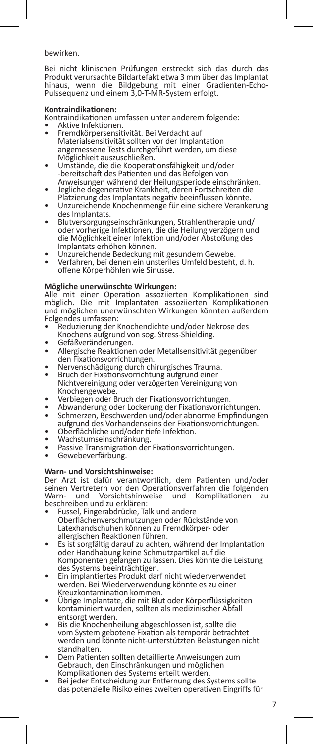bewirken.

Bei nicht klinischen Prüfungen erstreckt sich das durch das Produkt verursachte Bildartefakt etwa 3 mm über das Implantat hinaus, wenn die Bildgebung mit einer Gradienten-Echo-Pulssequenz und einem 3,0-T-MR-System erfolgt.

**Kontraindikationen:**
Kontraindikationen umfassen unter anderem folgende:

- Aktive Infektionen.
- Fremdkörpersensitivität. Bei Verdacht auf Materialsensitivität sollten vor der Implantation angemessene Tests durchgeführt werden, um diese Möglichkeit auszuschließen.
- Umstände, die die Kooperationsfähigkeit und/oder -bereitschaft des Patienten und das Befolgen von Anweisungen während der Heilungsperiode einschränken.
- Jegliche degenerative Krankheit, deren Fortschreiten die Platzierung des Implantats negativ beeinflussen könnte.
- Unzureichende Knochenmenge für eine sichere Verankerung des Implantats.
- Blutversorgungseinschränkungen, Strahlentherapie und/oder vorherige Infektionen, die die Heilung verzögern und die Möglichkeit einer Infektion und/oder Abstoßung des Implantats erhöhen können.
- Unzureichende Bedeckung mit gesundem Gewebe.
- Verfahren, bei denen ein unsteriles Umfeld besteht, d. h. offene Körperhöhlen wie Sinusse.

**Mögliche unerwünschte Wirkungen:**
Alle mit einer Operation assoziierten Komplikationen sind möglich. Die mit Implantaten assoziierten Komplikationen und möglichen unerwünschten Wirkungen könnten außerdem Folgendes umfassen:

- Reduzierung der Knochendichte und/oder Nekrose des Knochens aufgrund von sog. Stress-Shielding.
- Gefäßveränderungen.
- Allergische Reaktionen oder Metallsensitivität gegenüber den Fixationsvorrichtungen.
- Nervenschädigung durch chirurgisches Trauma.
- Bruch der Fixationsvorrichtung aufgrund einer Nichtvereinigung oder verzögerten Vereinigung von Knochengewebe.
- Verbiegen oder Bruch der Fixationsvorrichtungen.
- Abwanderung oder Lockerung der Fixationsvorrichtungen.
- Schmerzen, Beschwerden und/oder abnorme Empfindungen aufgrund des Vorhandenseins der Fixationsvorrichtungen.
- Oberflächliche und/oder tiefe Infektion.
- Wachstumseinschränkung.
- Passive Transmigration der Fixationsvorrichtungen.
- Gewebeverfärbung.

**Warn- und Vorsichtshinweise:**
Der Arzt ist dafür verantwortlich, dem Patienten und/oder seinen Vertretern vor den Operationsverfahren die folgenden Warn- und Vorsichtshinweise und Komplikationen zu beschreiben und zu erklären:

- Fussel, Fingerabdrücke, Talk und andere Oberflächenverschmutzungen oder Rückstände von Latexhandschuhen können zu Fremdkörper- oder allergischen Reaktionen führen.
- Es ist sorgfältig darauf zu achten, während der Implantation oder Handhabung keine Schmutzpartikel auf die Komponenten gelangen zu lassen. Dies könnte die Leistung des Systems beeinträchtigen.
- Ein implantiertes Produkt darf nicht wiederverwendet werden. Bei Wiederverwendung könnte es zu einer Kreuzkontamination kommen.
- Übrige Implantate, die mit Blut oder Körperflüssigkeiten kontaminiert wurden, sollten als medizinischer Abfall entsorgt werden.
- Bis die Knochenheilung abgeschlossen ist, sollte die vom System gebotene Fixation als temporär betrachtet werden und könnte nicht-unterstützten Belastungen nicht standhalten.
- Dem Patienten sollten detaillierte Anweisungen zum Gebrauch, den Einschränkungen und möglichen Komplikationen des Systems erteilt werden.
- Bei jeder Entscheidung zur Entfernung des Systems sollte das potenzielle Risiko eines zweiten operativen Eingriffs für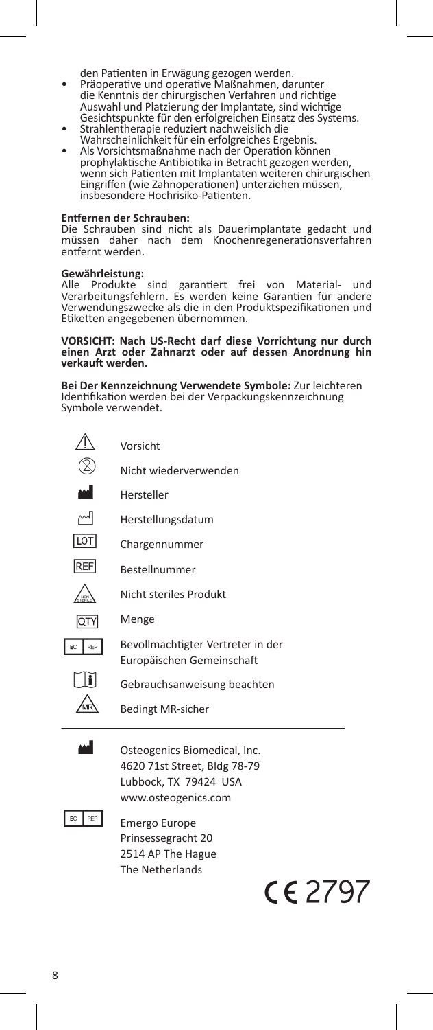den Patienten in Erwägung gezogen werden.

- Präoperative und operative Maßnahmen, darunter die Kenntnis der chirurgischen Verfahren und richtige Auswahl und Platzierung der Implantate, sind wichtige Gesichtspunkte für den erfolgreichen Einsatz des Systems.
- Strahlentherapie reduziert nachweislich die Wahrscheinlichkeit für ein erfolgreiches Ergebnis.
- Als Vorsichtsmaßnahme nach der Operation können prophylaktische Antibiotika in Betracht gezogen werden, wenn sich Patienten mit Implantaten weiteren chirurgischen Eingriffen (wie Zahnoperationen) unterziehen müssen, insbesondere Hochrisiko-Patienten.

**Entfernen der Schrauben:**
Die Schrauben sind nicht als Dauerimplantate gedacht und müssen daher nach dem Knochenregenerationsverfahren entfernt werden.

**Gewährleistung:**
Alle Produkte sind garantiert frei von Material- und Verarbeitungsfehlern. Es werden keine Garantien für andere Verwendungszwecke als die in den Produktspezifikationen und Etiketten angegebenen übernommen.

**VORSICHT: Nach US-Recht darf diese Vorrichtung nur durch einen Arzt oder Zahnarzt oder auf dessen Anordnung hin verkauft werden.**

**Bei Der Kennzeichnung Verwendete Symbole:** Zur leichteren Identifikation werden bei der Verpackungskennzeichnung Symbole verwendet.

| Symbol | Bedeutung |
|---|---|
| ⚠ | Vorsicht |
| ⊗ | Nicht wiederverwenden |
| | Hersteller |
| | Herstellungsdatum |
| LOT | Chargennummer |
| REF | Bestellnummer |
| NON STERILE | Nicht steriles Produkt |
| QTY | Menge |
| EC REP | Bevollmächtigter Vertreter in der Europäischen Gemeinschaft |
| i | Gebrauchsanweisung beachten |
| MR | Bedingt MR-sicher |

Osteogenics Biomedical, Inc.
4620 71st Street, Bldg 78-79
Lubbock, TX 79424 USA
www.osteogenics.com

EC REP
Emergo Europe
Prinsessegracht 20
2514 AP The Hague
The Netherlands

CE 2797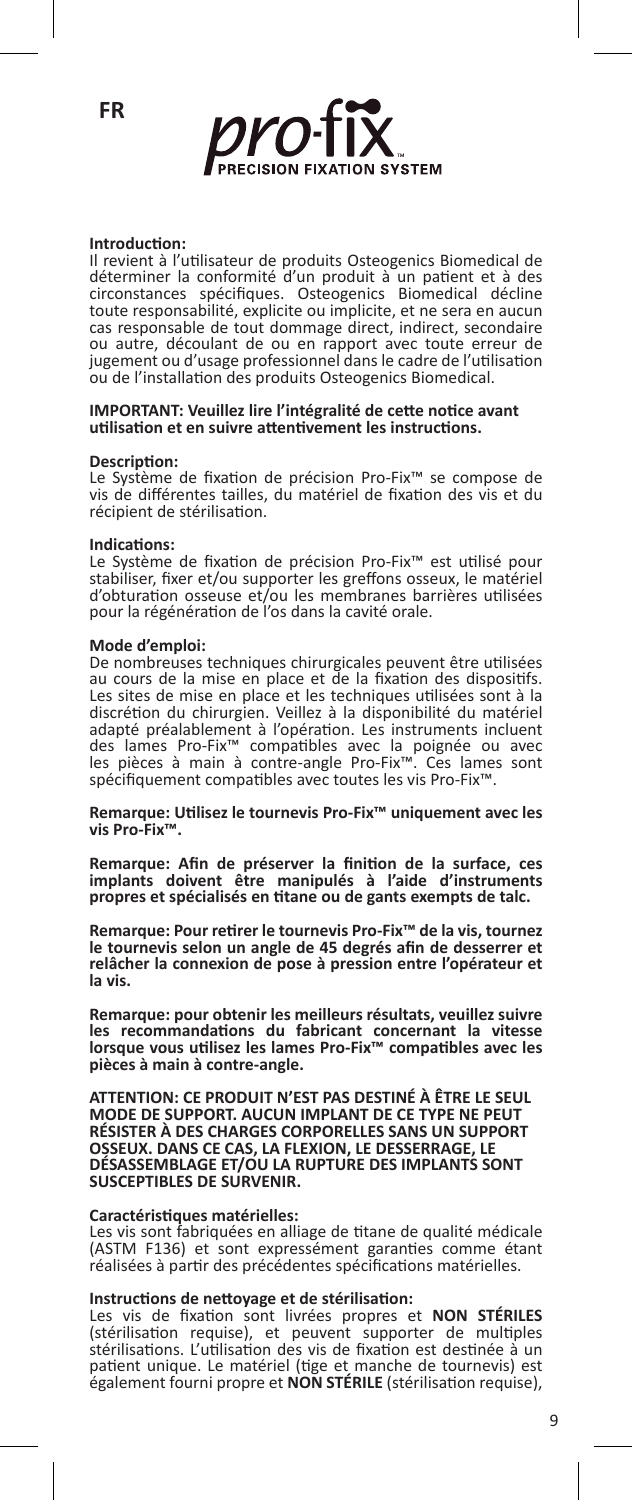FR

pro-fix PRECISION FIXATION SYSTEM

**Introduction:**
Il revient à l'utilisateur de produits Osteogenics Biomedical de déterminer la conformité d'un produit à un patient et à des circonstances spécifiques. Osteogenics Biomedical décline toute responsabilité, explicite ou implicite, et ne sera en aucun cas responsable de tout dommage direct, indirect, secondaire ou autre, découlant de ou en rapport avec toute erreur de jugement ou d'usage professionnel dans le cadre de l'utilisation ou de l'installation des produits Osteogenics Biomedical.

**IMPORTANT: Veuillez lire l'intégralité de cette notice avant utilisation et en suivre attentivement les instructions.**

**Description:**
Le Système de fixation de précision Pro-Fix™ se compose de vis de différentes tailles, du matériel de fixation des vis et du récipient de stérilisation.

**Indications:**
Le Système de fixation de précision Pro-Fix™ est utilisé pour stabiliser, fixer et/ou supporter les greffons osseux, le matériel d'obturation osseuse et/ou les membranes barrières utilisées pour la régénération de l'os dans la cavité orale.

**Mode d'emploi:**
De nombreuses techniques chirurgicales peuvent être utilisées au cours de la mise en place et de la fixation des dispositifs. Les sites de mise en place et les techniques utilisées sont à la discrétion du chirurgien. Veillez à la disponibilité du matériel adapté préalablement à l'opération. Les instruments incluent des lames Pro-Fix™ compatibles avec la poignée ou avec les pièces à main à contre-angle Pro-Fix™. Ces lames sont spécifiquement compatibles avec toutes les vis Pro-Fix™.

**Remarque: Utilisez le tournevis Pro-Fix™ uniquement avec les vis Pro-Fix™.**

**Remarque: Afin de préserver la finition de la surface, ces implants doivent être manipulés à l'aide d'instruments propres et spécialisés en titane ou de gants exempts de talc.**

**Remarque: Pour retirer le tournevis Pro-Fix™ de la vis, tournez le tournevis selon un angle de 45 degrés afin de desserrer et relâcher la connexion de pose à pression entre l'opérateur et la vis.**

**Remarque: pour obtenir les meilleurs résultats, veuillez suivre les recommandations du fabricant concernant la vitesse lorsque vous utilisez les lames Pro-Fix™ compatibles avec les pièces à main à contre-angle.**

**ATTENTION: CE PRODUIT N'EST PAS DESTINÉ À ÊTRE LE SEUL MODE DE SUPPORT. AUCUN IMPLANT DE CE TYPE NE PEUT RÉSISTER À DES CHARGES CORPORELLES SANS UN SUPPORT OSSEUX. DANS CE CAS, LA FLEXION, LE DESSERRAGE, LE DÉSASSEMBLAGE ET/OU LA RUPTURE DES IMPLANTS SONT SUSCEPTIBLES DE SURVENIR.**

**Caractéristiques matérielles:**
Les vis sont fabriquées en alliage de titane de qualité médicale (ASTM F136) et sont expressément garanties comme étant réalisées à partir des précédentes spécifications matérielles.

**Instructions de nettoyage et de stérilisation:**
Les vis de fixation sont livrées propres et **NON STÉRILES** (stérilisation requise), et peuvent supporter de multiples stérilisations. L'utilisation des vis de fixation est destinée à un patient unique. Le matériel (tige et manche de tournevis) est également fourni propre et **NON STÉRILE** (stérilisation requise),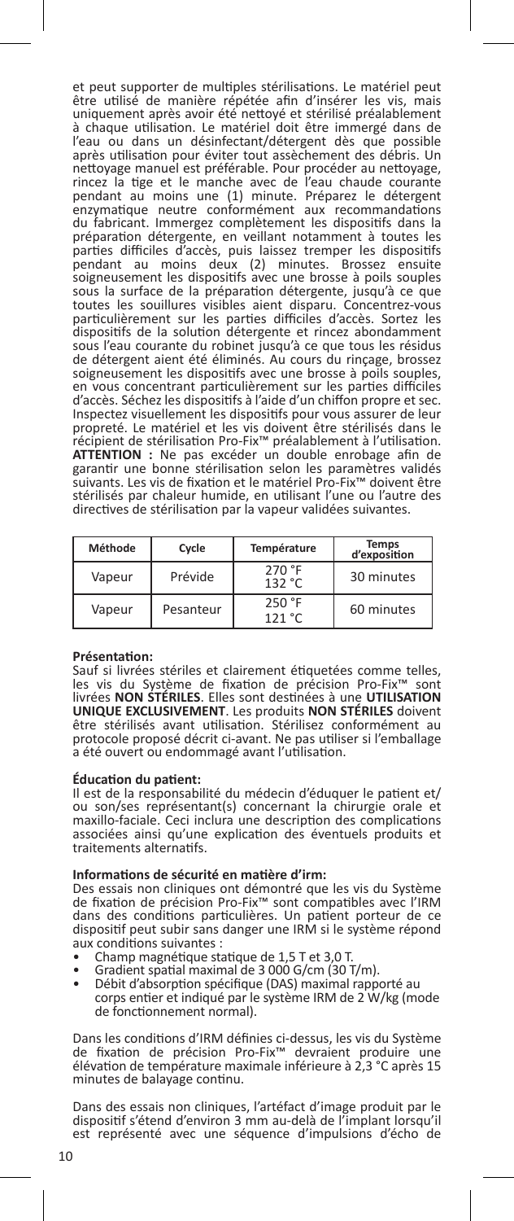et peut supporter de multiples stérilisations. Le matériel peut être utilisé de manière répétée afin d'insérer les vis, mais uniquement après avoir été nettoyé et stérilisé préalablement à chaque utilisation. Le matériel doit être immergé dans de l'eau ou dans un désinfectant/détergent dès que possible après utilisation pour éviter tout assèchement des débris. Un nettoyage manuel est préférable. Pour procéder au nettoyage, rincez la tige et le manche avec de l'eau chaude courante pendant au moins une (1) minute. Préparez le détergent enzymatique neutre conformément aux recommandations du fabricant. Immergez complètement les dispositifs dans la préparation détergente, en veillant notamment à toutes les parties difficiles d'accès, puis laissez tremper les dispositifs pendant au moins deux (2) minutes. Brossez ensuite soigneusement les dispositifs avec une brosse à poils souples sous la surface de la préparation détergente, jusqu'à ce que toutes les souillures visibles aient disparu. Concentrez-vous particulièrement sur les parties difficiles d'accès. Sortez les dispositifs de la solution détergente et rincez abondamment sous l'eau courante du robinet jusqu'à ce que tous les résidus de détergent aient été éliminés. Au cours du rinçage, brossez soigneusement les dispositifs avec une brosse à poils souples, en vous concentrant particulièrement sur les parties difficiles d'accès. Séchez les dispositifs à l'aide d'un chiffon propre et sec. Inspectez visuellement les dispositifs pour vous assurer de leur propreté. Le matériel et les vis doivent être stérilisés dans le récipient de stérilisation Pro-Fix™ préalablement à l'utilisation. **ATTENTION :** Ne pas excéder un double enrobage afin de garantir une bonne stérilisation selon les paramètres validés suivants. Les vis de fixation et le matériel Pro-Fix™ doivent être stérilisés par chaleur humide, en utilisant l'une ou l'autre des directives de stérilisation par la vapeur validées suivantes.

| Méthode | Cycle | Température | Temps d'exposition |
|---|---|---|---|
| Vapeur | Prévide | 270 °F<br>132 °C | 30 minutes |
| Vapeur | Pesanteur | 250 °F<br>121 °C | 60 minutes |

**Présentation:**
Sauf si livrées stériles et clairement étiquetées comme telles, les vis du Système de fixation de précision Pro-Fix™ sont livrées **NON STÉRILES**. Elles sont destinées à une **UTILISATION UNIQUE EXCLUSIVEMENT**. Les produits **NON STÉRILES** doivent être stérilisés avant utilisation. Stérilisez conformément au protocole proposé décrit ci-avant. Ne pas utiliser si l'emballage a été ouvert ou endommagé avant l'utilisation.

**Éducation du patient:**
Il est de la responsabilité du médecin d'éduquer le patient et/ou son/ses représentant(s) concernant la chirurgie orale et maxillo-faciale. Ceci inclura une description des complications associées ainsi qu'une explication des éventuels produits et traitements alternatifs.

**Informations de sécurité en matière d'irm:**
Des essais non cliniques ont démontré que les vis du Système de fixation de précision Pro-Fix™ sont compatibles avec l'IRM dans des conditions particulières. Un patient porteur de ce dispositif peut subir sans danger une IRM si le système répond aux conditions suivantes :

- Champ magnétique statique de 1,5 T et 3,0 T.
- Gradient spatial maximal de 3 000 G/cm (30 T/m).
- Débit d'absorption spécifique (DAS) maximal rapporté au corps entier et indiqué par le système IRM de 2 W/kg (mode de fonctionnement normal).

Dans les conditions d'IRM définies ci-dessus, les vis du Système de fixation de précision Pro-Fix™ devraient produire une élévation de température maximale inférieure à 2,3 °C après 15 minutes de balayage continu.

Dans des essais non cliniques, l'artéfact d'image produit par le dispositif s'étend d'environ 3 mm au-delà de l'implant lorsqu'il est représenté avec une séquence d'impulsions d'écho de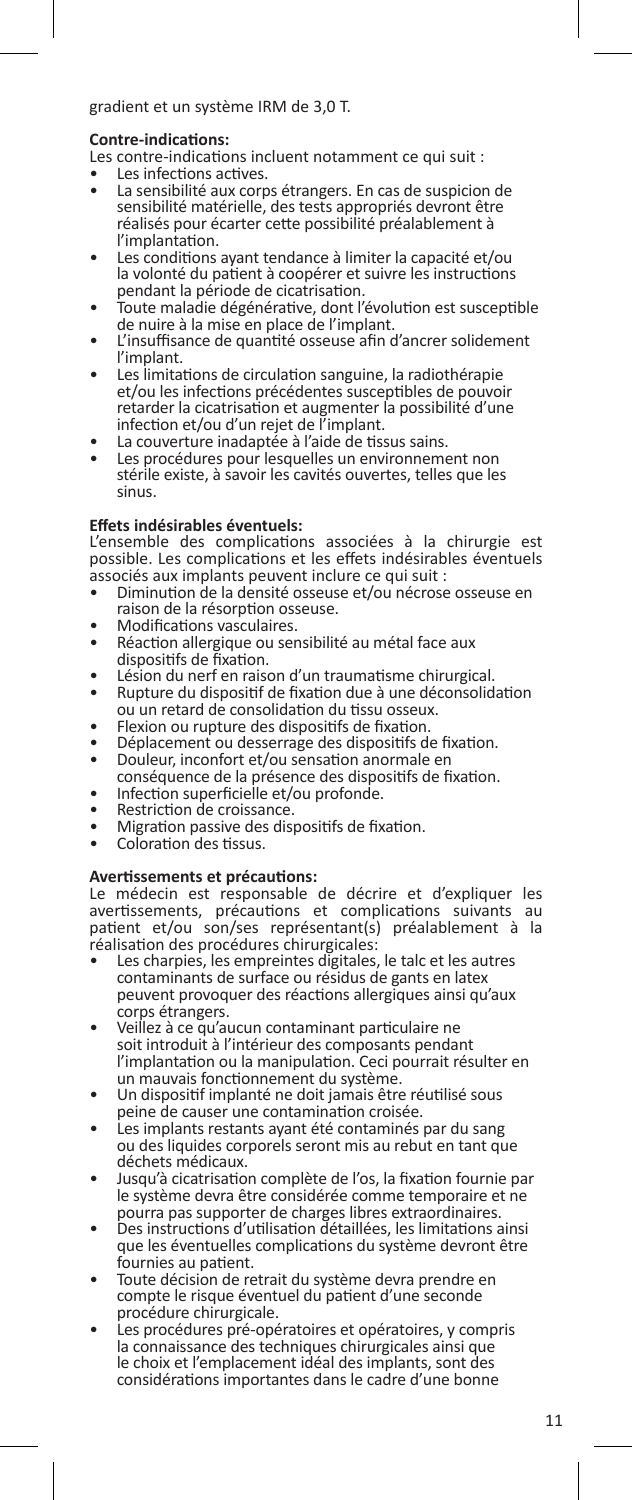gradient et un système IRM de 3,0 T.

**Contre-indications:**

Les contre-indications incluent notamment ce qui suit :

- Les infections actives.
- La sensibilité aux corps étrangers. En cas de suspicion de sensibilité matérielle, des tests appropriés devront être réalisés pour écarter cette possibilité préalablement à l'implantation.
- Les conditions ayant tendance à limiter la capacité et/ou la volonté du patient à coopérer et suivre les instructions pendant la période de cicatrisation.
- Toute maladie dégénérative, dont l'évolution est susceptible de nuire à la mise en place de l'implant.
- L'insuffisance de quantité osseuse afin d'ancrer solidement l'implant.
- Les limitations de circulation sanguine, la radiothérapie et/ou les infections précédentes susceptibles de pouvoir retarder la cicatrisation et augmenter la possibilité d'une infection et/ou d'un rejet de l'implant.
- La couverture inadaptée à l'aide de tissus sains.
- Les procédures pour lesquelles un environnement non stérile existe, à savoir les cavités ouvertes, telles que les sinus.

**Effets indésirables éventuels:**

L'ensemble des complications associées à la chirurgie est possible. Les complications et les effets indésirables éventuels associés aux implants peuvent inclure ce qui suit :

- Diminution de la densité osseuse et/ou nécrose osseuse en raison de la résorption osseuse.
- Modifications vasculaires.
- Réaction allergique ou sensibilité au métal face aux dispositifs de fixation.
- Lésion du nerf en raison d'un traumatisme chirurgical.
- Rupture du dispositif de fixation due à une déconsolidation ou un retard de consolidation du tissu osseux.
- Flexion ou rupture des dispositifs de fixation.
- Déplacement ou desserrage des dispositifs de fixation.
- Douleur, inconfort et/ou sensation anormale en conséquence de la présence des dispositifs de fixation.
- Infection superficielle et/ou profonde.
- Restriction de croissance.
- Migration passive des dispositifs de fixation.
- Coloration des tissus.

**Avertissements et précautions:**

Le médecin est responsable de décrire et d'expliquer les avertissements, précautions et complications suivants au patient et/ou son/ses représentant(s) préalablement à la réalisation des procédures chirurgicales:

- Les charpies, les empreintes digitales, le talc et les autres contaminants de surface ou résidus de gants en latex peuvent provoquer des réactions allergiques ainsi qu'aux corps étrangers.
- Veillez à ce qu'aucun contaminant particulaire ne soit introduit à l'intérieur des composants pendant l'implantation ou la manipulation. Ceci pourrait résulter en un mauvais fonctionnement du système.
- Un dispositif implanté ne doit jamais être réutilisé sous peine de causer une contamination croisée.
- Les implants restants ayant été contaminés par du sang ou des liquides corporels seront mis au rebut en tant que déchets médicaux.
- Jusqu'à cicatrisation complète de l'os, la fixation fournie par le système devra être considérée comme temporaire et ne pourra pas supporter de charges libres extraordinaires.
- Des instructions d'utilisation détaillées, les limitations ainsi que les éventuelles complications du système devront être fournies au patient.
- Toute décision de retrait du système devra prendre en compte le risque éventuel du patient d'une seconde procédure chirurgicale.
- Les procédures pré-opératoires et opératoires, y compris la connaissance des techniques chirurgicales ainsi que le choix et l'emplacement idéal des implants, sont des considérations importantes dans le cadre d'une bonne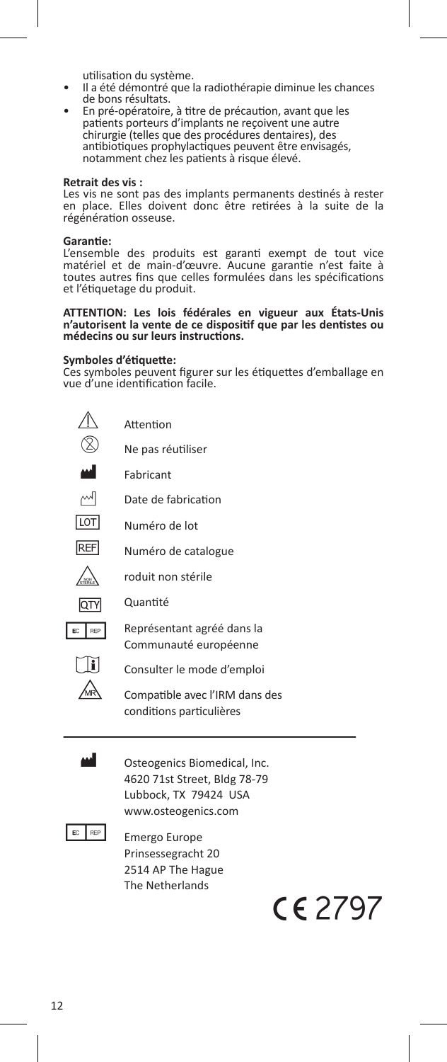utilisation du système.

- Il a été démontré que la radiothérapie diminue les chances de bons résultats.
- En pré-opératoire, à titre de précaution, avant que les patients porteurs d'implants ne reçoivent une autre chirurgie (telles que des procédures dentaires), des antibiotiques prophylactiques peuvent être envisagés, notamment chez les patients à risque élevé.

**Retrait des vis :**
Les vis ne sont pas des implants permanents destinés à rester en place. Elles doivent donc être retirées à la suite de la régénération osseuse.

**Garantie:**
L'ensemble des produits est garanti exempt de tout vice matériel et de main-d'œuvre. Aucune garantie n'est faite à toutes autres fins que celles formulées dans les spécifications et l'étiquetage du produit.

**ATTENTION: Les lois fédérales en vigueur aux États-Unis n'autorisent la vente de ce dispositif que par les dentistes ou médecins ou sur leurs instructions.**

**Symboles d'étiquette:**
Ces symboles peuvent figurer sur les étiquettes d'emballage en vue d'une identification facile.

| Symbole | Signification |
|---|---|
| ⚠ | Attention |
| ⊗ | Ne pas réutiliser |
| Fabricant (symbole) | Fabricant |
| Date de fabrication (symbole) | Date de fabrication |
| LOT | Numéro de lot |
| REF | Numéro de catalogue |
| NON STERILE | roduit non stérile |
| QTY | Quantité |
| EC REP | Représentant agréé dans la Communauté européenne |
| i | Consulter le mode d'emploi |
| MR | Compatible avec l'IRM dans des conditions particulières |

Fabricant:
Osteogenics Biomedical, Inc.
4620 71st Street, Bldg 78-79
Lubbock, TX 79424 USA
www.osteogenics.com

EC REP:
Emergo Europe
Prinsessegracht 20
2514 AP The Hague
The Netherlands

CE 2797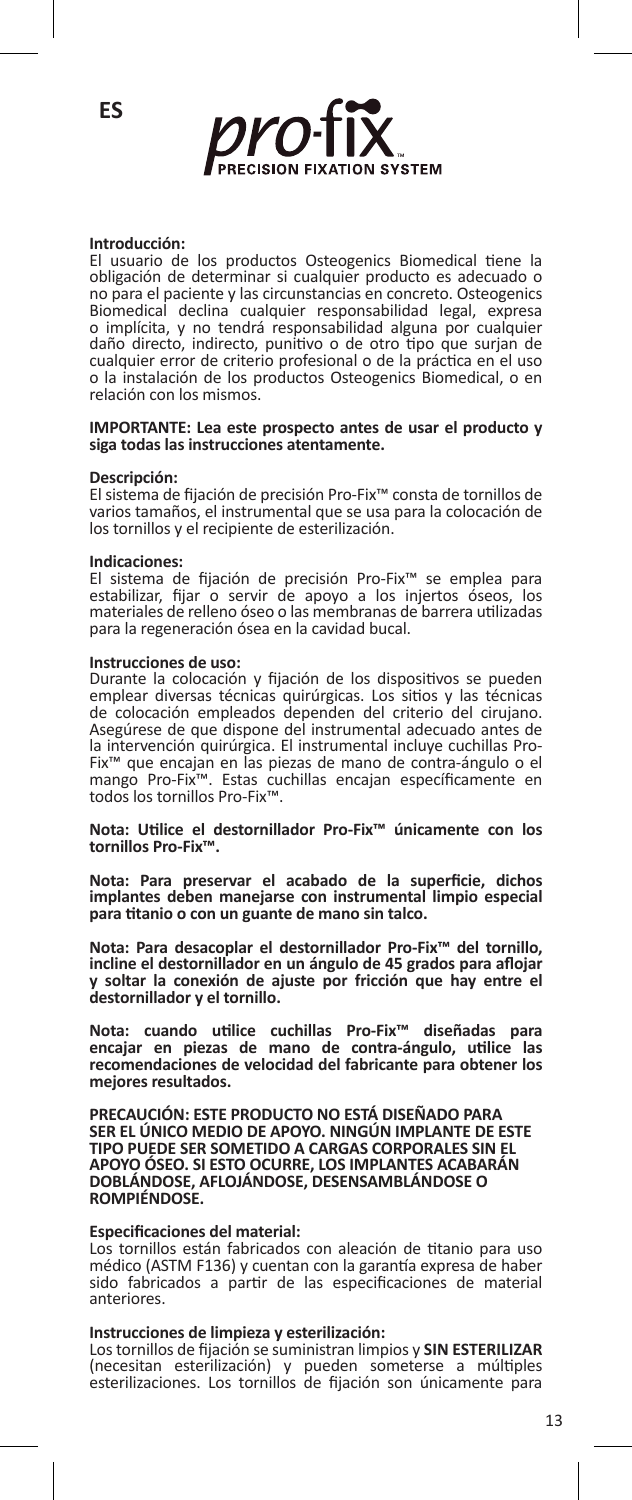ES

**pro-fix**
PRECISION FIXATION SYSTEM™

**Introducción:**
El usuario de los productos Osteogenics Biomedical tiene la obligación de determinar si cualquier producto es adecuado o no para el paciente y las circunstancias en concreto. Osteogenics Biomedical declina cualquier responsabilidad legal, expresa o implícita, y no tendrá responsabilidad alguna por cualquier daño directo, indirecto, punitivo o de otro tipo que surjan de cualquier error de criterio profesional o de la práctica en el uso o la instalación de los productos Osteogenics Biomedical, o en relación con los mismos.

**IMPORTANTE: Lea este prospecto antes de usar el producto y siga todas las instrucciones atentamente.**

**Descripción:**
El sistema de fijación de precisión Pro-Fix™ consta de tornillos de varios tamaños, el instrumental que se usa para la colocación de los tornillos y el recipiente de esterilización.

**Indicaciones:**
El sistema de fijación de precisión Pro-Fix™ se emplea para estabilizar, fijar o servir de apoyo a los injertos óseos, los materiales de relleno óseo o las membranas de barrera utilizadas para la regeneración ósea en la cavidad bucal.

**Instrucciones de uso:**
Durante la colocación y fijación de los dispositivos se pueden emplear diversas técnicas quirúrgicas. Los sitios y las técnicas de colocación empleados dependen del criterio del cirujano. Asegúrese de que dispone del instrumental adecuado antes de la intervención quirúrgica. El instrumental incluye cuchillas Pro-Fix™ que encajan en las piezas de mano de contra-ángulo o el mango Pro-Fix™. Estas cuchillas encajan específicamente en todos los tornillos Pro-Fix™.

**Nota: Utilice el destornillador Pro-Fix™ únicamente con los tornillos Pro-Fix™.**

**Nota: Para preservar el acabado de la superficie, dichos implantes deben manejarse con instrumental limpio especial para titanio o con un guante de mano sin talco.**

**Nota: Para desacoplar el destornillador Pro-Fix™ del tornillo, incline el destornillador en un ángulo de 45 grados para aflojar y soltar la conexión de ajuste por fricción que hay entre el destornillador y el tornillo.**

**Nota: cuando utilice cuchillas Pro-Fix™ diseñadas para encajar en piezas de mano de contra-ángulo, utilice las recomendaciones de velocidad del fabricante para obtener los mejores resultados.**

**PRECAUCIÓN: ESTE PRODUCTO NO ESTÁ DISEÑADO PARA SER EL ÚNICO MEDIO DE APOYO. NINGÚN IMPLANTE DE ESTE TIPO PUEDE SER SOMETIDO A CARGAS CORPORALES SIN EL APOYO ÓSEO. SI ESTO OCURRE, LOS IMPLANTES ACABARÁN DOBLÁNDOSE, AFLOJÁNDOSE, DESENSAMBLÁNDOSE O ROMPIÉNDOSE.**

**Especificaciones del material:**
Los tornillos están fabricados con aleación de titanio para uso médico (ASTM F136) y cuentan con la garantía expresa de haber sido fabricados a partir de las especificaciones de material anteriores.

**Instrucciones de limpieza y esterilización:**
Los tornillos de fijación se suministran limpios y **SIN ESTERILIZAR** (necesitan esterilización) y pueden someterse a múltiples esterilizaciones. Los tornillos de fijación son únicamente para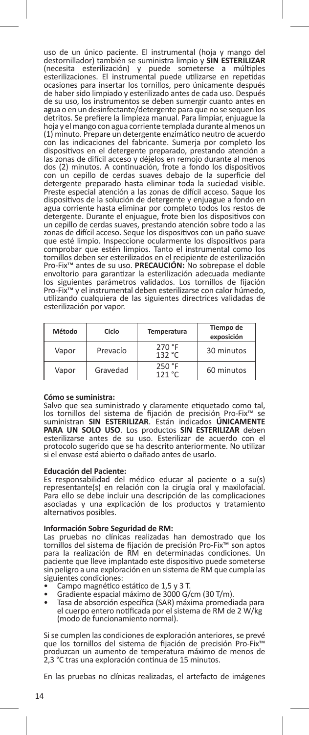uso de un único paciente. El instrumental (hoja y mango del destornillador) también se suministra limpio y **SIN ESTERILIZAR** (necesita esterilización) y puede someterse a múltiples esterilizaciones. El instrumental puede utilizarse en repetidas ocasiones para insertar los tornillos, pero únicamente después de haber sido limpiado y esterilizado antes de cada uso. Después de su uso, los instrumentos se deben sumergir cuanto antes en agua o en un desinfectante/detergente para que no se sequen los detritos. Se prefiere la limpieza manual. Para limpiar, enjuague la hoja y el mango con agua corriente templada durante al menos un (1) minuto. Prepare un detergente enzimático neutro de acuerdo con las indicaciones del fabricante. Sumerja por completo los dispositivos en el detergente preparado, prestando atención a las zonas de difícil acceso y déjelos en remojo durante al menos dos (2) minutos. A continuación, frote a fondo los dispositivos con un cepillo de cerdas suaves debajo de la superficie del detergente preparado hasta eliminar toda la suciedad visible. Preste especial atención a las zonas de difícil acceso. Saque los dispositivos de la solución de detergente y enjuague a fondo en agua corriente hasta eliminar por completo todos los restos de detergente. Durante el enjuague, frote bien los dispositivos con un cepillo de cerdas suaves, prestando atención sobre todo a las zonas de difícil acceso. Seque los dispositivos con un paño suave que esté limpio. Inspeccione ocularmente los dispositivos para comprobar que estén limpios. Tanto el instrumental como los tornillos deben ser esterilizados en el recipiente de esterilización Pro-Fix™ antes de su uso. **PRECAUCIÓN:** No sobrepase el doble envoltorio para garantizar la esterilización adecuada mediante los siguientes parámetros validados. Los tornillos de fijación Pro-Fix™ y el instrumental deben esterilizarse con calor húmedo, utilizando cualquiera de las siguientes directrices validadas de esterilización por vapor.

| Método | Ciclo | Temperatura | Tiempo de exposición |
|---|---|---|---|
| Vapor | Prevacío | 270 °F 132 °C | 30 minutos |
| Vapor | Gravedad | 250 °F 121 °C | 60 minutos |

**Cómo se suministra:**
Salvo que sea suministrado y claramente etiquetado como tal, los tornillos del sistema de fijación de precisión Pro-Fix™ se suministran **SIN ESTERILIZAR**. Están indicados **ÚNICAMENTE PARA UN SOLO USO**. Los productos **SIN ESTERILIZAR** deben esterilizarse antes de su uso. Esterilizar de acuerdo con el protocolo sugerido que se ha descrito anteriormente. No utilizar si el envase está abierto o dañado antes de usarlo.

**Educación del Paciente:**
Es responsabilidad del médico educar al paciente o a su(s) representante(s) en relación con la cirugía oral y maxilofacial. Para ello se debe incluir una descripción de las complicaciones asociadas y una explicación de los productos y tratamiento alternativos posibles.

**Información Sobre Seguridad de RM:**
Las pruebas no clínicas realizadas han demostrado que los tornillos del sistema de fijación de precisión Pro-Fix™ son aptos para la realización de RM en determinadas condiciones. Un paciente que lleve implantado este dispositivo puede someterse sin peligro a una exploración en un sistema de RM que cumpla las siguientes condiciones:

- Campo magnético estático de 1,5 y 3 T.
- Gradiente espacial máximo de 3000 G/cm (30 T/m).
- Tasa de absorción específica (SAR) máxima promediada para el cuerpo entero notificada por el sistema de RM de 2 W/kg (modo de funcionamiento normal).

Si se cumplen las condiciones de exploración anteriores, se prevé que los tornillos del sistema de fijación de precisión Pro-Fix™ produzcan un aumento de temperatura máximo de menos de 2,3 °C tras una exploración continua de 15 minutos.

En las pruebas no clínicas realizadas, el artefacto de imágenes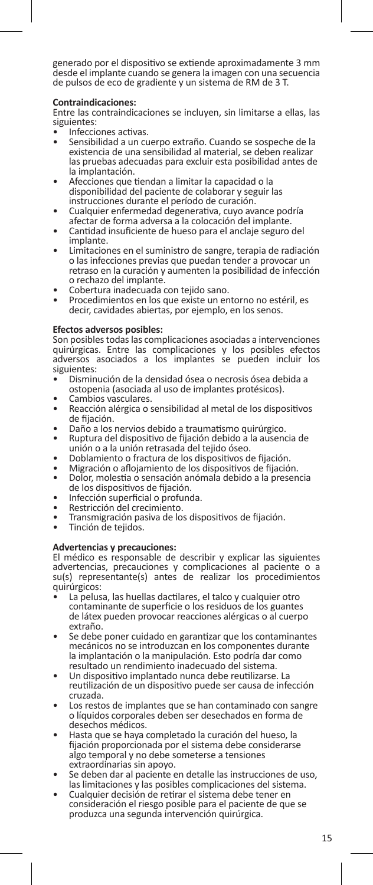generado por el dispositivo se extiende aproximadamente 3 mm desde el implante cuando se genera la imagen con una secuencia de pulsos de eco de gradiente y un sistema de RM de 3 T.

**Contraindicaciones:**

Entre las contraindicaciones se incluyen, sin limitarse a ellas, las siguientes:

- Infecciones activas.
- Sensibilidad a un cuerpo extraño. Cuando se sospeche de la existencia de una sensibilidad al material, se deben realizar las pruebas adecuadas para excluir esta posibilidad antes de la implantación.
- Afecciones que tiendan a limitar la capacidad o la disponibilidad del paciente de colaborar y seguir las instrucciones durante el período de curación.
- Cualquier enfermedad degenerativa, cuyo avance podría afectar de forma adversa a la colocación del implante.
- Cantidad insuficiente de hueso para el anclaje seguro del implante.
- Limitaciones en el suministro de sangre, terapia de radiación o las infecciones previas que puedan tender a provocar un retraso en la curación y aumenten la posibilidad de infección o rechazo del implante.
- Cobertura inadecuada con tejido sano.
- Procedimientos en los que existe un entorno no estéril, es decir, cavidades abiertas, por ejemplo, en los senos.

**Efectos adversos posibles:**

Son posibles todas las complicaciones asociadas a intervenciones quirúrgicas. Entre las complicaciones y los posibles efectos adversos asociados a los implantes se pueden incluir los siguientes:

- Disminución de la densidad ósea o necrosis ósea debida a ostopenia (asociada al uso de implantes protésicos).
- Cambios vasculares.
- Reacción alérgica o sensibilidad al metal de los dispositivos de fijación.
- Daño a los nervios debido a traumatismo quirúrgico.
- Ruptura del dispositivo de fijación debido a la ausencia de unión o a la unión retrasada del tejido óseo.
- Doblamiento o fractura de los dispositivos de fijación.
- Migración o aflojamiento de los dispositivos de fijación.
- Dolor, molestia o sensación anómala debido a la presencia de los dispositivos de fijación.
- Infección superficial o profunda.
- Restricción del crecimiento.
- Transmigración pasiva de los dispositivos de fijación.
- Tinción de tejidos.

**Advertencias y precauciones:**

El médico es responsable de describir y explicar las siguientes advertencias, precauciones y complicaciones al paciente o a su(s) representante(s) antes de realizar los procedimientos quirúrgicos:

- La pelusa, las huellas dactilares, el talco y cualquier otro contaminante de superficie o los residuos de los guantes de látex pueden provocar reacciones alérgicas o al cuerpo extraño.
- Se debe poner cuidado en garantizar que los contaminantes mecánicos no se introduzcan en los componentes durante la implantación o la manipulación. Esto podría dar como resultado un rendimiento inadecuado del sistema.
- Un dispositivo implantado nunca debe reutilizarse. La reutilización de un dispositivo puede ser causa de infección cruzada.
- Los restos de implantes que se han contaminado con sangre o líquidos corporales deben ser desechados en forma de desechos médicos.
- Hasta que se haya completado la curación del hueso, la fijación proporcionada por el sistema debe considerarse algo temporal y no debe someterse a tensiones extraordinarias sin apoyo.
- Se deben dar al paciente en detalle las instrucciones de uso, las limitaciones y las posibles complicaciones del sistema.
- Cualquier decisión de retirar el sistema debe tener en consideración el riesgo posible para el paciente de que se produzca una segunda intervención quirúrgica.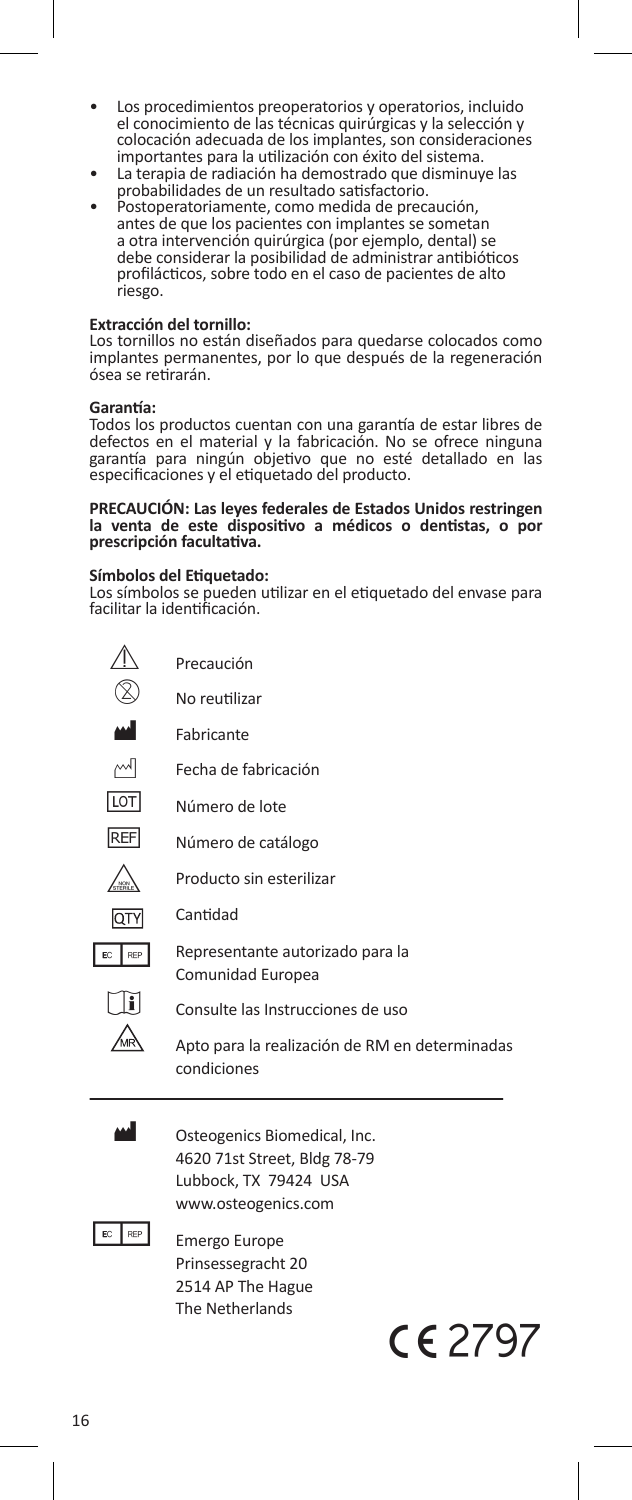- Los procedimientos preoperatorios y operatorios, incluido el conocimiento de las técnicas quirúrgicas y la selección y colocación adecuada de los implantes, son consideraciones importantes para la utilización con éxito del sistema.
- La terapia de radiación ha demostrado que disminuye las probabilidades de un resultado satisfactorio.
- Postoperatoriamente, como medida de precaución, antes de que los pacientes con implantes se sometan a otra intervención quirúrgica (por ejemplo, dental) se debe considerar la posibilidad de administrar antibióticos profilácticos, sobre todo en el caso de pacientes de alto riesgo.

**Extracción del tornillo:**
Los tornillos no están diseñados para quedarse colocados como implantes permanentes, por lo que después de la regeneración ósea se retirarán.

**Garantía:**
Todos los productos cuentan con una garantía de estar libres de defectos en el material y la fabricación. No se ofrece ninguna garantía para ningún objetivo que no esté detallado en las especificaciones y el etiquetado del producto.

**PRECAUCIÓN: Las leyes federales de Estados Unidos restringen la venta de este dispositivo a médicos o dentistas, o por prescripción facultativa.**

**Símbolos del Etiquetado:**
Los símbolos se pueden utilizar en el etiquetado del envase para facilitar la identificación.

| Símbolo | Significado |
|---|---|
| ⚠ | Precaución |
| ⊗ | No reutilizar |
| | Fabricante |
| | Fecha de fabricación |
| LOT | Número de lote |
| REF | Número de catálogo |
| NON STERILE | Producto sin esterilizar |
| QTY | Cantidad |
| EC REP | Representante autorizado para la Comunidad Europea |
| i | Consulte las Instrucciones de uso |
| MR | Apto para la realización de RM en determinadas condiciones |

Osteogenics Biomedical, Inc.
4620 71st Street, Bldg 78-79
Lubbock, TX 79424 USA
www.osteogenics.com

EC REP
Emergo Europe
Prinsessegracht 20
2514 AP The Hague
The Netherlands

CE 2797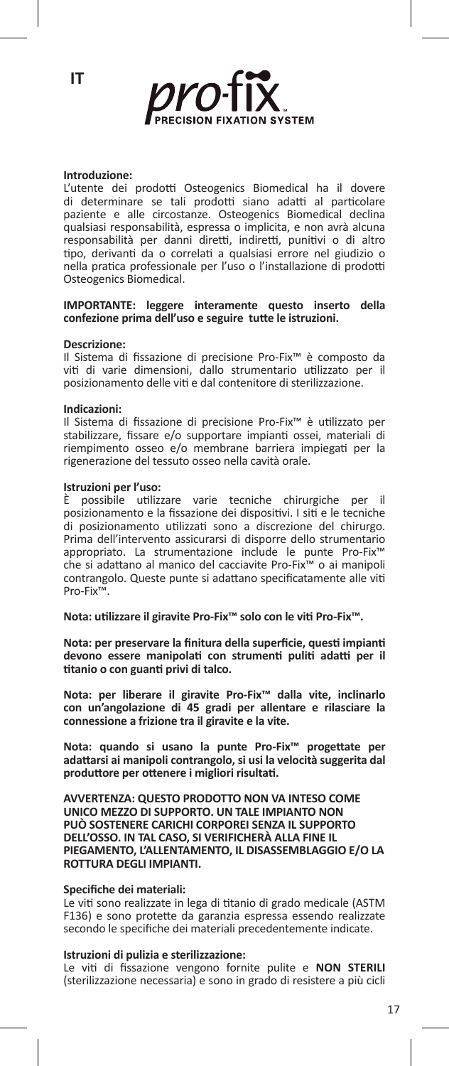IT

pro-fix™ PRECISION FIXATION SYSTEM

**Introduzione:**
L'utente dei prodotti Osteogenics Biomedical ha il dovere di determinare se tali prodotti siano adatti al particolare paziente e alle circostanze. Osteogenics Biomedical declina qualsiasi responsabilità, espressa o implicita, e non avrà alcuna responsabilità per danni diretti, indiretti, punitivi o di altro tipo, derivanti da o correlati a qualsiasi errore nel giudizio o nella pratica professionale per l'uso o l'installazione di prodotti Osteogenics Biomedical.

**IMPORTANTE: leggere interamente questo inserto della confezione prima dell'uso e seguire tutte le istruzioni.**

**Descrizione:**
Il Sistema di fissazione di precisione Pro-Fix™ è composto da viti di varie dimensioni, dallo strumentario utilizzato per il posizionamento delle viti e dal contenitore di sterilizzazione.

**Indicazioni:**
Il Sistema di fissazione di precisione Pro-Fix™ è utilizzato per stabilizzare, fissare e/o supportare impianti ossei, materiali di riempimento osseo e/o membrane barriera impiegati per la rigenerazione del tessuto osseo nella cavità orale.

**Istruzioni per l'uso:**
È possibile utilizzare varie tecniche chirurgiche per il posizionamento e la fissazione dei dispositivi. I siti e le tecniche di posizionamento utilizzati sono a discrezione del chirurgo. Prima dell'intervento assicurarsi di disporre dello strumentario appropriato. La strumentazione include le punte Pro-Fix™ che si adattano al manico del cacciavite Pro-Fix™ o ai manipoli contrangolo. Queste punte si adattano specificatamente alle viti Pro-Fix™.

**Nota: utilizzare il giravite Pro-Fix™ solo con le viti Pro-Fix™.**

**Nota: per preservare la finitura della superficie, questi impianti devono essere manipolati con strumenti puliti adatti per il titanio o con guanti privi di talco.**

**Nota: per liberare il giravite Pro-Fix™ dalla vite, inclinarlo con un'angolazione di 45 gradi per allentare e rilasciare la connessione a frizione tra il giravite e la vite.**

**Nota: quando si usano la punte Pro-Fix™ progettate per adattarsi ai manipoli contrangolo, si usi la velocità suggerita dal produttore per ottenere i migliori risultati.**

**AVVERTENZA: QUESTO PRODOTTO NON VA INTESO COME UNICO MEZZO DI SUPPORTO. UN TALE IMPIANTO NON PUÒ SOSTENERE CARICHI CORPOREI SENZA IL SUPPORTO DELL'OSSO. IN TAL CASO, SI VERIFICHERÀ ALLA FINE IL PIEGAMENTO, L'ALLENTAMENTO, IL DISASSEMBLAGGIO E/O LA ROTTURA DEGLI IMPIANTI.**

**Specifiche dei materiali:**
Le viti sono realizzate in lega di titanio di grado medicale (ASTM F136) e sono protette da garanzia espressa essendo realizzate secondo le specifiche dei materiali precedentemente indicate.

**Istruzioni di pulizia e sterilizzazione:**
Le viti di fissazione vengono fornite pulite e **NON STERILI** (sterilizzazione necessaria) e sono in grado di resistere a più cicli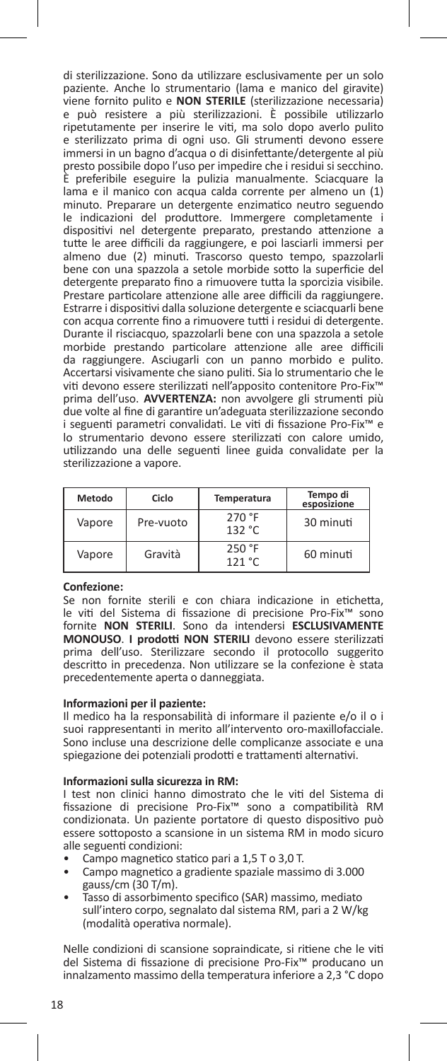di sterilizzazione. Sono da utilizzare esclusivamente per un solo paziente. Anche lo strumentario (lama e manico del giravite) viene fornito pulito e **NON STERILE** (sterilizzazione necessaria) e può resistere a più sterilizzazioni. È possibile utilizzarlo ripetutamente per inserire le viti, ma solo dopo averlo pulito e sterilizzato prima di ogni uso. Gli strumenti devono essere immersi in un bagno d'acqua o di disinfettante/detergente al più presto possibile dopo l'uso per impedire che i residui si secchino. È preferibile eseguire la pulizia manualmente. Sciacquare la lama e il manico con acqua calda corrente per almeno un (1) minuto. Preparare un detergente enzimatico neutro seguendo le indicazioni del produttore. Immergere completamente i dispositivi nel detergente preparato, prestando attenzione a tutte le aree difficili da raggiungere, e poi lasciarli immersi per almeno due (2) minuti. Trascorso questo tempo, spazzolarli bene con una spazzola a setole morbide sotto la superficie del detergente preparato fino a rimuovere tutta la sporcizia visibile. Prestare particolare attenzione alle aree difficili da raggiungere. Estrarre i dispositivi dalla soluzione detergente e sciacquarli bene con acqua corrente fino a rimuovere tutti i residui di detergente. Durante il risciacquo, spazzolarli bene con una spazzola a setole morbide prestando particolare attenzione alle aree difficili da raggiungere. Asciugarli con un panno morbido e pulito. Accertarsi visivamente che siano puliti. Sia lo strumentario che le viti devono essere sterilizzati nell'apposito contenitore Pro-Fix™ prima dell'uso. **AVVERTENZA:** non avvolgere gli strumenti più due volte al fine di garantire un'adeguata sterilizzazione secondo i seguenti parametri convalidati. Le viti di fissazione Pro-Fix™ e lo strumentario devono essere sterilizzati con calore umido, utilizzando una delle seguenti linee guida convalidate per la sterilizzazione a vapore.

| Metodo | Ciclo | Temperatura | Tempo di esposizione |
|---|---|---|---|
| Vapore | Pre-vuoto | 270 °F<br>132 °C | 30 minuti |
| Vapore | Gravità | 250 °F<br>121 °C | 60 minuti |

**Confezione:**

Se non fornite sterili e con chiara indicazione in etichetta, le viti del Sistema di fissazione di precisione Pro-Fix™ sono fornite **NON STERILI**. Sono da intendersi **ESCLUSIVAMENTE MONOUSO**. **I prodotti NON STERILI** devono essere sterilizzati prima dell'uso. Sterilizzare secondo il protocollo suggerito descritto in precedenza. Non utilizzare se la confezione è stata precedentemente aperta o danneggiata.

**Informazioni per il paziente:**

Il medico ha la responsabilità di informare il paziente e/o il o i suoi rappresentanti in merito all'intervento oro-maxillofacciale. Sono incluse una descrizione delle complicanze associate e una spiegazione dei potenziali prodotti e trattamenti alternativi.

**Informazioni sulla sicurezza in RM:**

I test non clinici hanno dimostrato che le viti del Sistema di fissazione di precisione Pro-Fix™ sono a compatibilità RM condizionata. Un paziente portatore di questo dispositivo può essere sottoposto a scansione in un sistema RM in modo sicuro alle seguenti condizioni:

- Campo magnetico statico pari a 1,5 T o 3,0 T.
- Campo magnetico a gradiente spaziale massimo di 3.000 gauss/cm (30 T/m).
- Tasso di assorbimento specifico (SAR) massimo, mediato sull'intero corpo, segnalato dal sistema RM, pari a 2 W/kg (modalità operativa normale).

Nelle condizioni di scansione sopraindicate, si ritiene che le viti del Sistema di fissazione di precisione Pro-Fix™ producano un innalzamento massimo della temperatura inferiore a 2,3 °C dopo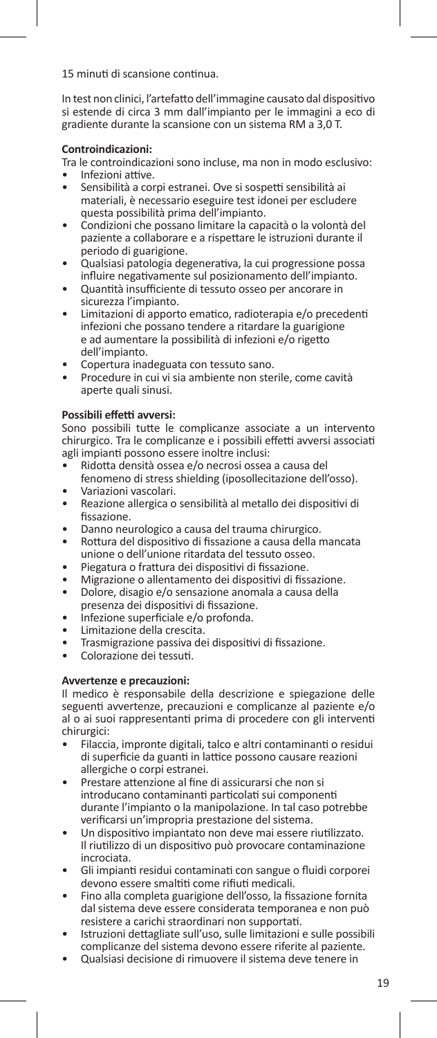15 minuti di scansione continua.

In test non clinici, l'artefatto dell'immagine causato dal dispositivo si estende di circa 3 mm dall'impianto per le immagini a eco di gradiente durante la scansione con un sistema RM a 3,0 T.

**Controindicazioni:**

Tra le controindicazioni sono incluse, ma non in modo esclusivo:

- Infezioni attive.
- Sensibilità a corpi estranei. Ove si sospetti sensibilità ai materiali, è necessario eseguire test idonei per escludere questa possibilità prima dell'impianto.
- Condizioni che possano limitare la capacità o la volontà del paziente a collaborare e a rispettare le istruzioni durante il periodo di guarigione.
- Qualsiasi patologia degenerativa, la cui progressione possa influire negativamente sul posizionamento dell'impianto.
- Quantità insufficiente di tessuto osseo per ancorare in sicurezza l'impianto.
- Limitazioni di apporto ematico, radioterapia e/o precedenti infezioni che possano tendere a ritardare la guarigione e ad aumentare la possibilità di infezioni e/o rigetto dell'impianto.
- Copertura inadeguata con tessuto sano.
- Procedure in cui vi sia ambiente non sterile, come cavità aperte quali sinusi.

**Possibili effetti avversi:**

Sono possibili tutte le complicanze associate a un intervento chirurgico. Tra le complicanze e i possibili effetti avversi associati agli impianti possono essere inoltre inclusi:

- Ridotta densità ossea e/o necrosi ossea a causa del fenomeno di stress shielding (iposollecitazione dell'osso).
- Variazioni vascolari.
- Reazione allergica o sensibilità al metallo dei dispositivi di fissazione.
- Danno neurologico a causa del trauma chirurgico.
- Rottura del dispositivo di fissazione a causa della mancata unione o dell'unione ritardata del tessuto osseo.
- Piegatura o frattura dei dispositivi di fissazione.
- Migrazione o allentamento dei dispositivi di fissazione.
- Dolore, disagio e/o sensazione anomala a causa della presenza dei dispositivi di fissazione.
- Infezione superficiale e/o profonda.
- Limitazione della crescita.
- Trasmigrazione passiva dei dispositivi di fissazione.
- Colorazione dei tessuti.

**Avvertenze e precauzioni:**

Il medico è responsabile della descrizione e spiegazione delle seguenti avvertenze, precauzioni e complicanze al paziente e/o al o ai suoi rappresentanti prima di procedere con gli interventi chirurgici:

- Filaccia, impronte digitali, talco e altri contaminanti o residui di superficie da guanti in lattice possono causare reazioni allergiche o corpi estranei.
- Prestare attenzione al fine di assicurarsi che non si introducano contaminanti particolati sui componenti durante l'impianto o la manipolazione. In tal caso potrebbe verificarsi un'impropria prestazione del sistema.
- Un dispositivo impiantato non deve mai essere riutilizzato. Il riutilizzo di un dispositivo può provocare contaminazione incrociata.
- Gli impianti residui contaminati con sangue o fluidi corporei devono essere smaltiti come rifiuti medicali.
- Fino alla completa guarigione dell'osso, la fissazione fornita dal sistema deve essere considerata temporanea e non può resistere a carichi straordinari non supportati.
- Istruzioni dettagliate sull'uso, sulle limitazioni e sulle possibili complicanze del sistema devono essere riferite al paziente.
- Qualsiasi decisione di rimuovere il sistema deve tenere in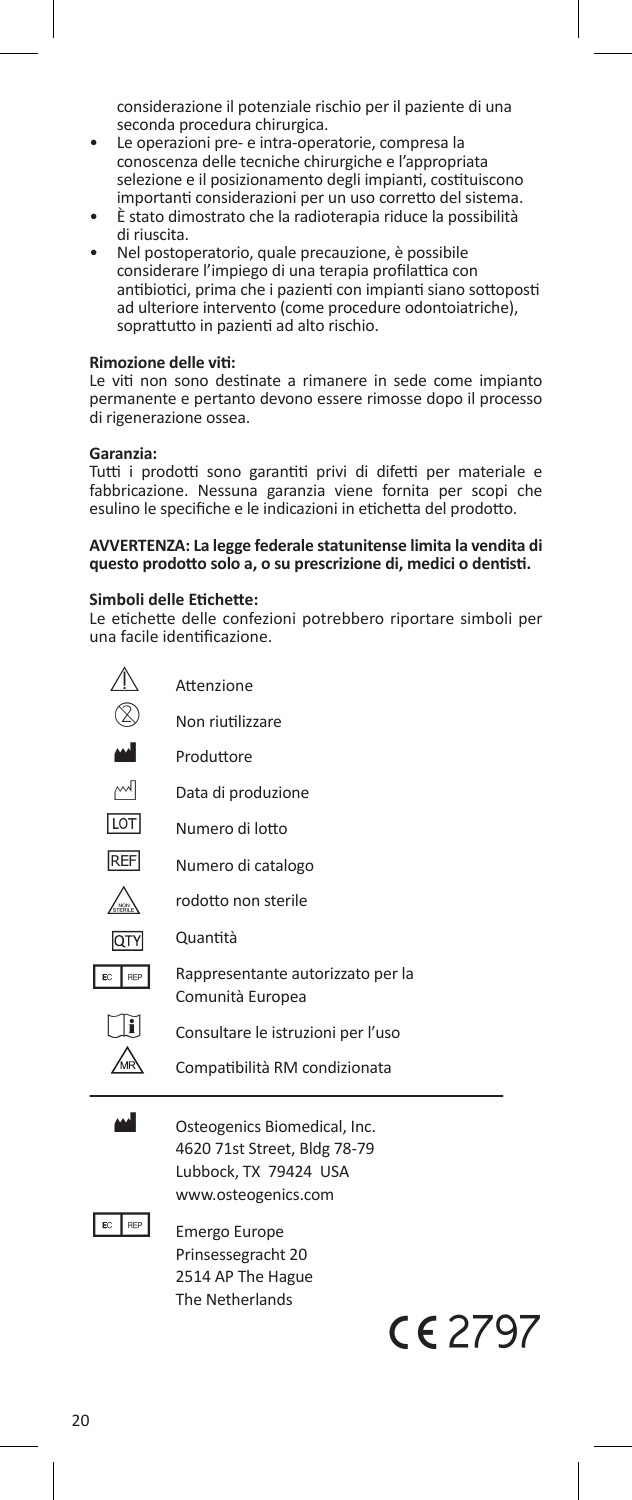considerazione il potenziale rischio per il paziente di una seconda procedura chirurgica.

- Le operazioni pre- e intra-operatorie, compresa la conoscenza delle tecniche chirurgiche e l'appropriata selezione e il posizionamento degli impianti, costituiscono importanti considerazioni per un uso corretto del sistema.
- È stato dimostrato che la radioterapia riduce la possibilità di riuscita.
- Nel postoperatorio, quale precauzione, è possibile considerare l'impiego di una terapia profilattica con antibiotici, prima che i pazienti con impianti siano sottoposti ad ulteriore intervento (come procedure odontoiatriche), soprattutto in pazienti ad alto rischio.

**Rimozione delle viti:**
Le viti non sono destinate a rimanere in sede come impianto permanente e pertanto devono essere rimosse dopo il processo di rigenerazione ossea.

**Garanzia:**
Tutti i prodotti sono garantiti privi di difetti per materiale e fabbricazione. Nessuna garanzia viene fornita per scopi che esulino le specifiche e le indicazioni in etichetta del prodotto.

**AVVERTENZA: La legge federale statunitense limita la vendita di questo prodotto solo a, o su prescrizione di, medici o dentisti.**

**Simboli delle Etichette:**
Le etichette delle confezioni potrebbero riportare simboli per una facile identificazione.

| Simbolo | Significato |
|---|---|
| ⚠ | Attenzione |
| ⊗ | Non riutilizzare |
| | Produttore |
| | Data di produzione |
| LOT | Numero di lotto |
| REF | Numero di catalogo |
| NON STERILE | rodotto non sterile |
| QTY | Quantità |
| EC REP | Rappresentante autorizzato per la Comunità Europea |
| i | Consultare le istruzioni per l'uso |
| MR | Compatibilità RM condizionata |

Osteogenics Biomedical, Inc.
4620 71st Street, Bldg 78-79
Lubbock, TX 79424 USA
www.osteogenics.com

EC REP
Emergo Europe
Prinsessegracht 20
2514 AP The Hague
The Netherlands

CE 2797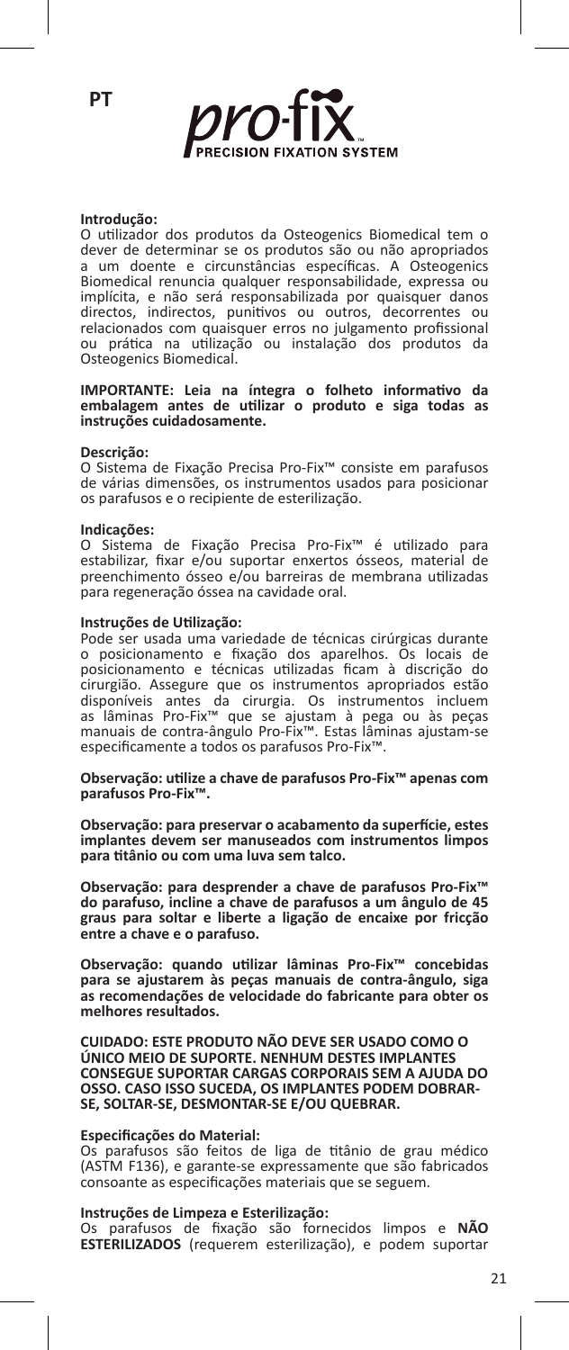PT

**pro-fix**
PRECISION FIXATION SYSTEM

**Introdução:**
O utilizador dos produtos da Osteogenics Biomedical tem o dever de determinar se os produtos são ou não apropriados a um doente e circunstâncias específicas. A Osteogenics Biomedical renuncia qualquer responsabilidade, expressa ou implícita, e não será responsabilizada por quaisquer danos directos, indirectos, punitivos ou outros, decorrentes ou relacionados com quaisquer erros no julgamento profissional ou prática na utilização ou instalação dos produtos da Osteogenics Biomedical.

**IMPORTANTE: Leia na íntegra o folheto informativo da embalagem antes de utilizar o produto e siga todas as instruções cuidadosamente.**

**Descrição:**
O Sistema de Fixação Precisa Pro-Fix™ consiste em parafusos de várias dimensões, os instrumentos usados para posicionar os parafusos e o recipiente de esterilização.

**Indicações:**
O Sistema de Fixação Precisa Pro-Fix™ é utilizado para estabilizar, fixar e/ou suportar enxertos ósseos, material de preenchimento ósseo e/ou barreiras de membrana utilizadas para regeneração óssea na cavidade oral.

**Instruções de Utilização:**
Pode ser usada uma variedade de técnicas cirúrgicas durante o posicionamento e fixação dos aparelhos. Os locais de posicionamento e técnicas utilizadas ficam à discrição do cirurgião. Assegure que os instrumentos apropriados estão disponíveis antes da cirurgia. Os instrumentos incluem as lâminas Pro-Fix™ que se ajustam à pega ou às peças manuais de contra-ângulo Pro-Fix™. Estas lâminas ajustam-se especificamente a todos os parafusos Pro-Fix™.

**Observação: utilize a chave de parafusos Pro-Fix™ apenas com parafusos Pro-Fix™.**

**Observação: para preservar o acabamento da superfície, estes implantes devem ser manuseados com instrumentos limpos para titânio ou com uma luva sem talco.**

**Observação: para desprender a chave de parafusos Pro-Fix™ do parafuso, incline a chave de parafusos a um ângulo de 45 graus para soltar e liberte a ligação de encaixe por fricção entre a chave e o parafuso.**

**Observação: quando utilizar lâminas Pro-Fix™ concebidas para se ajustarem às peças manuais de contra-ângulo, siga as recomendações de velocidade do fabricante para obter os melhores resultados.**

**CUIDADO: ESTE PRODUTO NÃO DEVE SER USADO COMO O ÚNICO MEIO DE SUPORTE. NENHUM DESTES IMPLANTES CONSEGUE SUPORTAR CARGAS CORPORAIS SEM A AJUDA DO OSSO. CASO ISSO SUCEDA, OS IMPLANTES PODEM DOBRAR-SE, SOLTAR-SE, DESMONTAR-SE E/OU QUEBRAR.**

**Especificações do Material:**
Os parafusos são feitos de liga de titânio de grau médico (ASTM F136), e garante-se expressamente que são fabricados consoante as especificações materiais que se seguem.

**Instruções de Limpeza e Esterilização:**
Os parafusos de fixação são fornecidos limpos e **NÃO ESTERILIZADOS** (requerem esterilização), e podem suportar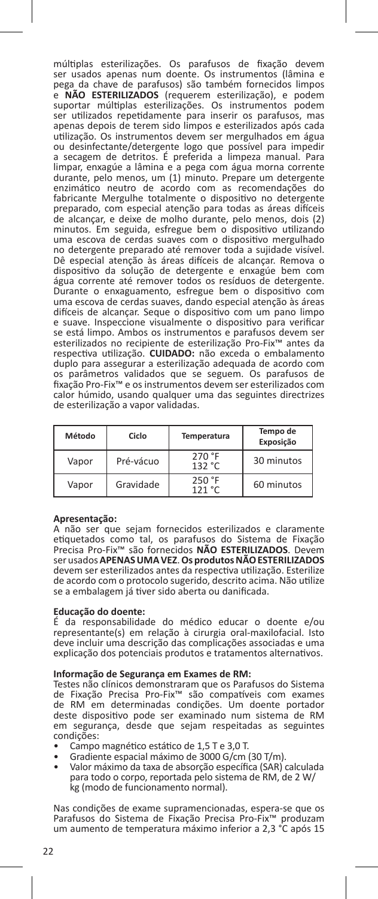múltiplas esterilizações. Os parafusos de fixação devem ser usados apenas num doente. Os instrumentos (lâmina e pega da chave de parafusos) são também fornecidos limpos e **NÃO ESTERILIZADOS** (requerem esterilização), e podem suportar múltiplas esterilizações. Os instrumentos podem ser utilizados repetidamente para inserir os parafusos, mas apenas depois de terem sido limpos e esterilizados após cada utilização. Os instrumentos devem ser mergulhados em água ou desinfectante/detergente logo que possível para impedir a secagem de detritos. É preferida a limpeza manual. Para limpar, enxagúe a lâmina e a pega com água morna corrente durante, pelo menos, um (1) minuto. Prepare um detergente enzimático neutro de acordo com as recomendações do fabricante Mergulhe totalmente o dispositivo no detergente preparado, com especial atenção para todas as áreas difíceis de alcançar, e deixe de molho durante, pelo menos, dois (2) minutos. Em seguida, esfregue bem o dispositivo utilizando uma escova de cerdas suaves com o dispositivo mergulhado no detergente preparado até remover toda a sujidade visível. Dê especial atenção às áreas difíceis de alcançar. Remova o dispositivo da solução de detergente e enxagúe bem com água corrente até remover todos os resíduos de detergente. Durante o enxaguamento, esfregue bem o dispositivo com uma escova de cerdas suaves, dando especial atenção às áreas difíceis de alcançar. Seque o dispositivo com um pano limpo e suave. Inspeccione visualmente o dispositivo para verificar se está limpo. Ambos os instrumentos e parafusos devem ser esterilizados no recipiente de esterilização Pro-Fix™ antes da respectiva utilização. **CUIDADO:** não exceda o embalamento duplo para assegurar a esterilização adequada de acordo com os parâmetros validados que se seguem. Os parafusos de fixação Pro-Fix™ e os instrumentos devem ser esterilizados com calor húmido, usando qualquer uma das seguintes directrizes de esterilização a vapor validadas.

| Método | Ciclo | Temperatura | Tempo de Exposição |
|---|---|---|---|
| Vapor | Pré-vácuo | 270 °F 132 °C | 30 minutos |
| Vapor | Gravidade | 250 °F 121 °C | 60 minutos |

**Apresentação:**
A não ser que sejam fornecidos esterilizados e claramente etiquetados como tal, os parafusos do Sistema de Fixação Precisa Pro-Fix™ são fornecidos **NÃO ESTERILIZADOS**. Devem ser usados **APENAS UMA VEZ**. **Os produtos NÃO ESTERILIZADOS** devem ser esterilizados antes da respectiva utilização. Esterilize de acordo com o protocolo sugerido, descrito acima. Não utilize se a embalagem já tiver sido aberta ou danificada.

**Educação do doente:**
É da responsabilidade do médico educar o doente e/ou representante(s) em relação à cirurgia oral-maxilofacial. Isto deve incluir uma descrição das complicações associadas e uma explicação dos potenciais produtos e tratamentos alternativos.

**Informação de Segurança em Exames de RM:**
Testes não clínicos demonstraram que os Parafusos do Sistema de Fixação Precisa Pro-Fix™ são compatíveis com exames de RM em determinadas condições. Um doente portador deste dispositivo pode ser examinado num sistema de RM em segurança, desde que sejam respeitadas as seguintes condições:

- Campo magnético estático de 1,5 T e 3,0 T.
- Gradiente espacial máximo de 3000 G/cm (30 T/m).
- Valor máximo da taxa de absorção específica (SAR) calculada para todo o corpo, reportada pelo sistema de RM, de 2 W/kg (modo de funcionamento normal).

Nas condições de exame supramencionadas, espera-se que os Parafusos do Sistema de Fixação Precisa Pro-Fix™ produzam um aumento de temperatura máximo inferior a 2,3 °C após 15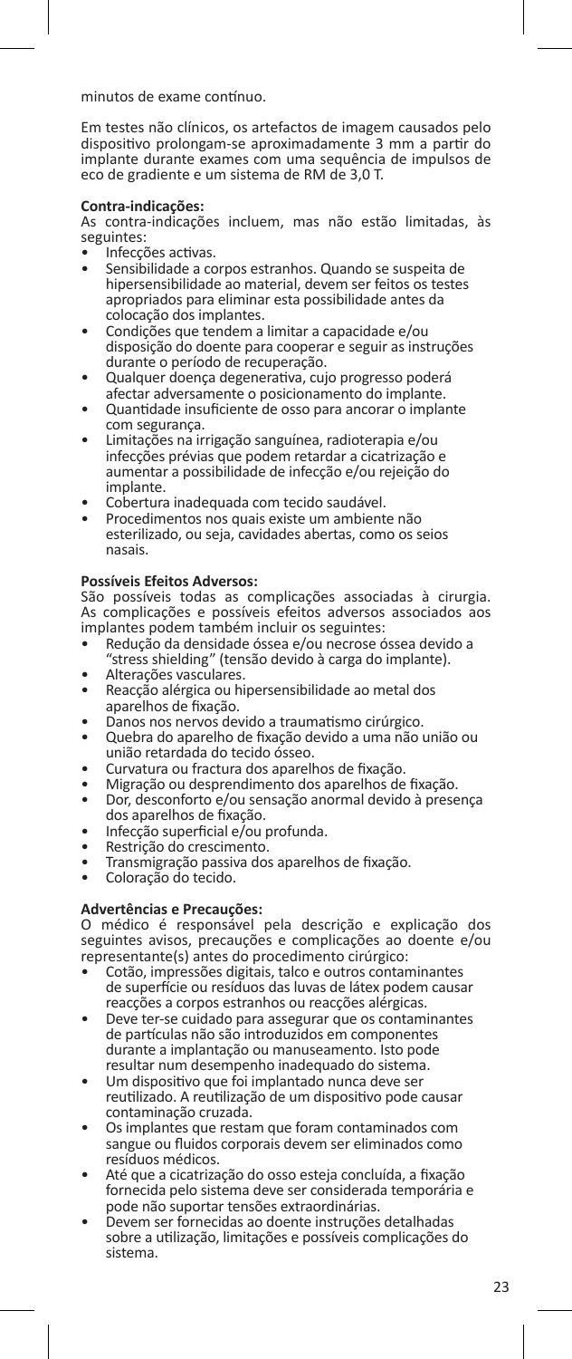minutos de exame contínuo.

Em testes não clínicos, os artefactos de imagem causados pelo dispositivo prolongam-se aproximadamente 3 mm a partir do implante durante exames com uma sequência de impulsos de eco de gradiente e um sistema de RM de 3,0 T.

**Contra-indicações:**
As contra-indicações incluem, mas não estão limitadas, às seguintes:

- Infecções activas.
- Sensibilidade a corpos estranhos. Quando se suspeita de hipersensibilidade ao material, devem ser feitos os testes apropriados para eliminar esta possibilidade antes da colocação dos implantes.
- Condições que tendem a limitar a capacidade e/ou disposição do doente para cooperar e seguir as instruções durante o período de recuperação.
- Qualquer doença degenerativa, cujo progresso poderá afectar adversamente o posicionamento do implante.
- Quantidade insuficiente de osso para ancorar o implante com segurança.
- Limitações na irrigação sanguínea, radioterapia e/ou infecções prévias que podem retardar a cicatrização e aumentar a possibilidade de infecção e/ou rejeição do implante.
- Cobertura inadequada com tecido saudável.
- Procedimentos nos quais existe um ambiente não esterilizado, ou seja, cavidades abertas, como os seios nasais.

**Possíveis Efeitos Adversos:**
São possíveis todas as complicações associadas à cirurgia. As complicações e possíveis efeitos adversos associados aos implantes podem também incluir os seguintes:

- Redução da densidade óssea e/ou necrose óssea devido a "stress shielding" (tensão devido à carga do implante).
- Alterações vasculares.
- Reacção alérgica ou hipersensibilidade ao metal dos aparelhos de fixação.
- Danos nos nervos devido a traumatismo cirúrgico.
- Quebra do aparelho de fixação devido a uma não união ou união retardada do tecido ósseo.
- Curvatura ou fractura dos aparelhos de fixação.
- Migração ou desprendimento dos aparelhos de fixação.
- Dor, desconforto e/ou sensação anormal devido à presença dos aparelhos de fixação.
- Infecção superficial e/ou profunda.
- Restrição do crescimento.
- Transmigração passiva dos aparelhos de fixação.
- Coloração do tecido.

**Advertências e Precauções:**
O médico é responsável pela descrição e explicação dos seguintes avisos, precauções e complicações ao doente e/ou representante(s) antes do procedimento cirúrgico:

- Cotão, impressões digitais, talco e outros contaminantes de superfície ou resíduos das luvas de látex podem causar reacções a corpos estranhos ou reacções alérgicas.
- Deve ter-se cuidado para assegurar que os contaminantes de partículas não são introduzidos em componentes durante a implantação ou manuseamento. Isto pode resultar num desempenho inadequado do sistema.
- Um dispositivo que foi implantado nunca deve ser reutilizado. A reutilização de um dispositivo pode causar contaminação cruzada.
- Os implantes que restam que foram contaminados com sangue ou fluidos corporais devem ser eliminados como resíduos médicos.
- Até que a cicatrização do osso esteja concluída, a fixação fornecida pelo sistema deve ser considerada temporária e pode não suportar tensões extraordinárias.
- Devem ser fornecidas ao doente instruções detalhadas sobre a utilização, limitações e possíveis complicações do sistema.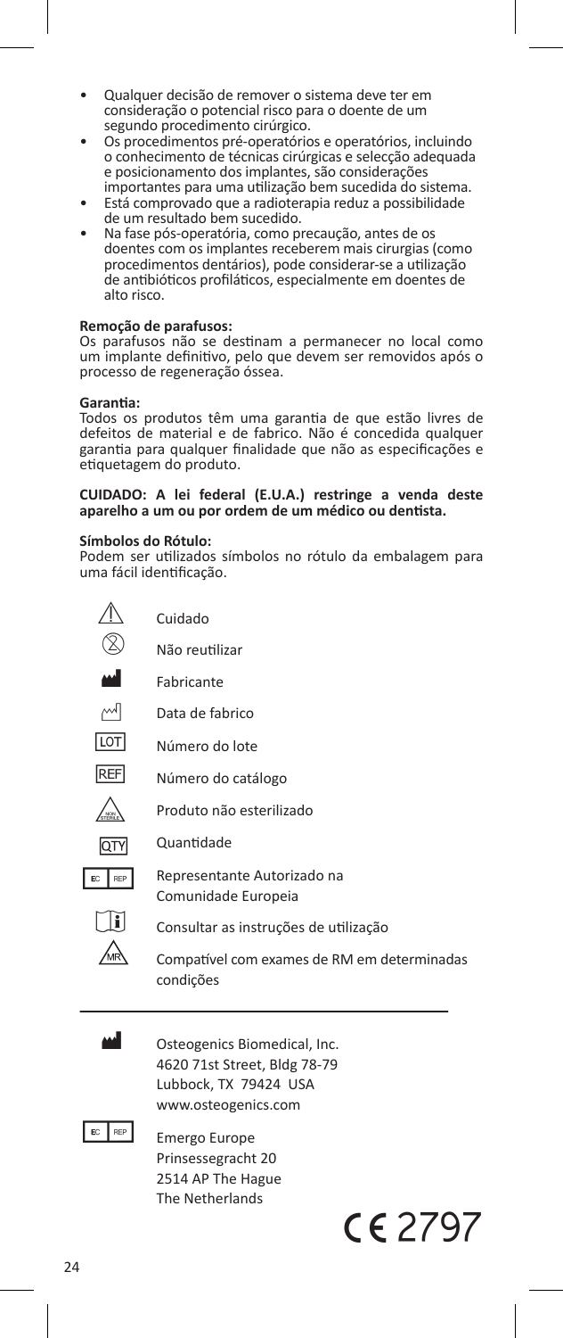- Qualquer decisão de remover o sistema deve ter em consideração o potencial risco para o doente de um segundo procedimento cirúrgico.
- Os procedimentos pré-operatórios e operatórios, incluindo o conhecimento de técnicas cirúrgicas e selecção adequada e posicionamento dos implantes, são considerações importantes para uma utilização bem sucedida do sistema.
- Está comprovado que a radioterapia reduz a possibilidade de um resultado bem sucedido.
- Na fase pós-operatória, como precaução, antes de os doentes com os implantes receberem mais cirurgias (como procedimentos dentários), pode considerar-se a utilização de antibióticos profiláticos, especialmente em doentes de alto risco.

**Remoção de parafusos:**
Os parafusos não se destinam a permanecer no local como um implante definitivo, pelo que devem ser removidos após o processo de regeneração óssea.

**Garantia:**
Todos os produtos têm uma garantia de que estão livres de defeitos de material e de fabrico. Não é concedida qualquer garantia para qualquer finalidade que não as especificações e etiquetagem do produto.

**CUIDADO: A lei federal (E.U.A.) restringe a venda deste aparelho a um ou por ordem de um médico ou dentista.**

**Símbolos do Rótulo:**
Podem ser utilizados símbolos no rótulo da embalagem para uma fácil identificação.

| Símbolo | Significado |
| --- | --- |
| ⚠ | Cuidado |
| ⊗ | Não reutilizar |
| (Fabricante) | Fabricante |
| (Data de fabrico) | Data de fabrico |
| LOT | Número do lote |
| REF | Número do catálogo |
| NON STERILE | Produto não esterilizado |
| QTY | Quantidade |
| EC REP | Representante Autorizado na Comunidade Europeia |
| i | Consultar as instruções de utilização |
| MR | Compatível com exames de RM em determinadas condições |

---

Osteogenics Biomedical, Inc.
4620 71st Street, Bldg 78-79
Lubbock, TX 79424 USA
www.osteogenics.com

EC REP
Emergo Europe
Prinsessegracht 20
2514 AP The Hague
The Netherlands

CE 2797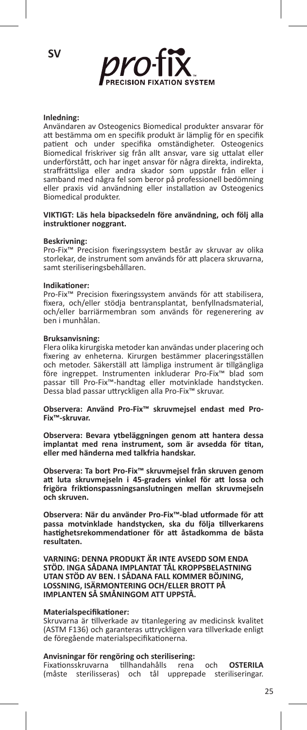SV

pro-fix™ PRECISION FIXATION SYSTEM

**Inledning:**
Användaren av Osteogenics Biomedical produkter ansvarar för att bestämma om en specifik produkt är lämplig för en specifik patient och under specifika omständigheter. Osteogenics Biomedical friskriver sig från allt ansvar, vare sig uttalat eller underförstått, och har inget ansvar för några direkta, indirekta, straffrättsliga eller andra skador som uppstår från eller i samband med några fel som beror på professionell bedömning eller praxis vid användning eller installation av Osteogenics Biomedical produkter.

**VIKTIGT: Läs hela bipacksedeln före användning, och följ alla instruktioner noggrant.**

**Beskrivning:**
Pro-Fix™ Precision fixeringssystem består av skruvar av olika storlekar, de instrument som används för att placera skruvarna, samt steriliseringsbehållaren.

**Indikationer:**
Pro-Fix™ Precision fixeringssystem används för att stabilisera, fixera, och/eller stödja bentransplantat, benfyllnadsmaterial, och/eller barriärmembran som används för regenerering av ben i munhålan.

**Bruksanvisning:**
Flera olika kirurgiska metoder kan användas under placering och fixering av enheterna. Kirurgen bestämmer placeringsställen och metoder. Säkerställ att lämpliga instrument är tillgängliga före ingreppet. Instrumenten inkluderar Pro-Fix™ blad som passar till Pro-Fix™-handtag eller motvinklade handstycken. Dessa blad passar uttryckligen alla Pro-Fix™ skruvar.

**Observera: Använd Pro-Fix™ skruvmejsel endast med Pro-Fix™-skruvar.**

**Observera: Bevara ytbeläggningen genom att hantera dessa implantat med rena instrument, som är avsedda för titan, eller med händerna med talkfria handskar.**

**Observera: Ta bort Pro-Fix™ skruvmejsel från skruven genom att luta skruvmejseln i 45-graders vinkel för att lossa och frigöra friktionspassningsanslutningen mellan skruvmejseln och skruven.**

**Observera: När du använder Pro-Fix™-blad utformade för att passa motvinklade handstycken, ska du följa tillverkarens hastighetsrekommendationer för att åstadkomma de bästa resultaten.**

**VARNING: DENNA PRODUKT ÄR INTE AVSEDD SOM ENDA STÖD. INGA SÅDANA IMPLANTAT TÅL KROPPSBELASTNING UTAN STÖD AV BEN. I SÅDANA FALL KOMMER BÖJNING, LOSSNING, ISÄRMONTERING OCH/ELLER BROTT PÅ IMPLANTEN SÅ SMÅNINGOM ATT UPPSTÅ.**

**Materialspecifikationer:**
Skruvarna är tillverkade av titanlegering av medicinsk kvalitet (ASTM F136) och garanteras uttryckligen vara tillverkade enligt de föregående materialspecifikationerna.

**Anvisningar för rengöring och sterilisering:**
Fixationsskruvarna tillhandahålls rena och **OSTERILA** (måste steriliseras) och tål upprepade steriliseringar.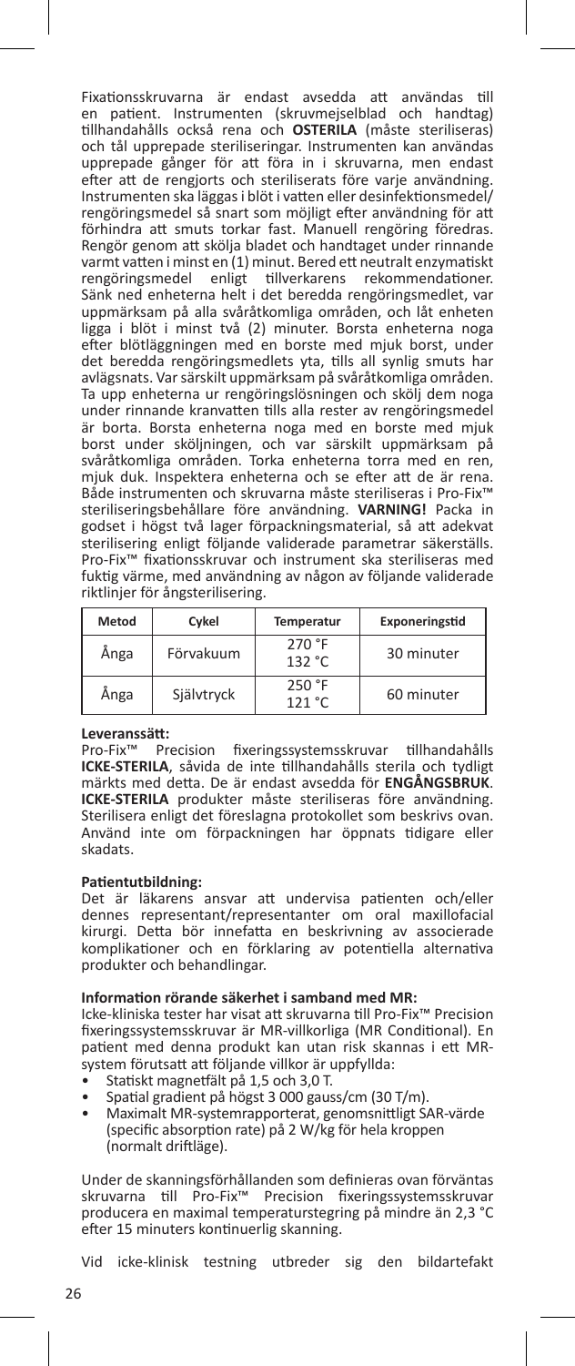Fixationsskruvarna är endast avsedda att användas till en patient. Instrumenten (skruvmejselblad och handtag) tillhandahålls också rena och **OSTERILA** (måste steriliseras) och tål upprepade steriliseringar. Instrumenten kan användas upprepade gånger för att föra in i skruvarna, men endast efter att de rengjorts och steriliserats före varje användning. Instrumenten ska läggas i blöt i vatten eller desinfektionsmedel/rengöringsmedel så snart som möjligt efter användning för att förhindra att smuts torkar fast. Manuell rengöring föredras. Rengör genom att skölja bladet och handtaget under rinnande varmt vatten i minst en (1) minut. Bered ett neutralt enzymatiskt rengöringsmedel enligt tillverkarens rekommendationer. Sänk ned enheterna helt i det beredda rengöringsmedlet, var uppmärksam på alla svåråtkomliga områden, och låt enheten ligga i blöt i minst två (2) minuter. Borsta enheterna noga efter blötläggningen med en borste med mjuk borst, under det beredda rengöringsmedlets yta, tills all synlig smuts har avlägsnats. Var särskilt uppmärksam på svåråtkomliga områden. Ta upp enheterna ur rengöringslösningen och skölj dem noga under rinnande kranvatten tills alla rester av rengöringsmedel är borta. Borsta enheterna noga med en borste med mjuk borst under sköljningen, och var särskilt uppmärksam på svåråtkomliga områden. Torka enheterna torra med en ren, mjuk duk. Inspektera enheterna och se efter att de är rena. Både instrumenten och skruvarna måste steriliseras i Pro-Fix™ steriliseringsbehållare före användning. **VARNING!** Packa in godset i högst två lager förpackningsmaterial, så att adekvat sterilisering enligt följande validerade parametrar säkerställs. Pro-Fix™ fixationsskruvar och instrument ska steriliseras med fuktig värme, med användning av någon av följande validerade riktlinjer för ångsterilisering.

| Metod | Cykel | Temperatur | Exponeringstid |
|---|---|---|---|
| Ånga | Förvakuum | 270 °F 132 °C | 30 minuter |
| Ånga | Självtryck | 250 °F 121 °C | 60 minuter |

**Leveranssätt:**
Pro-Fix™ Precision fixeringssystemsskruvar tillhandahålls **ICKE-STERILA**, såvida de inte tillhandahålls sterila och tydligt märkts med detta. De är endast avsedda för **ENGÅNGSBRUK**. **ICKE-STERILA** produkter måste steriliseras före användning. Sterilisera enligt det föreslagna protokollet som beskrivs ovan. Använd inte om förpackningen har öppnats tidigare eller skadats.

**Patientutbildning:**
Det är läkarens ansvar att undervisa patienten och/eller dennes representant/representanter om oral maxillofacial kirurgi. Detta bör innefatta en beskrivning av associerade komplikationer och en förklaring av potentiella alternativa produkter och behandlingar.

**Information rörande säkerhet i samband med MR:**
Icke-kliniska tester har visat att skruvarna till Pro-Fix™ Precision fixeringssystemsskruvar är MR-villkorliga (MR Conditional). En patient med denna produkt kan utan risk skannas i ett MR-system förutsatt att följande villkor är uppfyllda:

- Statiskt magnetfält på 1,5 och 3,0 T.
- Spatial gradient på högst 3 000 gauss/cm (30 T/m).
- Maximalt MR-systemrapporterat, genomsnittligt SAR-värde (specific absorption rate) på 2 W/kg för hela kroppen (normalt driftläge).

Under de skanningsförhållanden som definieras ovan förväntas skruvarna till Pro-Fix™ Precision fixeringssystemsskruvar producera en maximal temperaturstegring på mindre än 2,3 °C efter 15 minuters kontinuerlig skanning.

Vid icke-klinisk testning utbreder sig den bildartefakt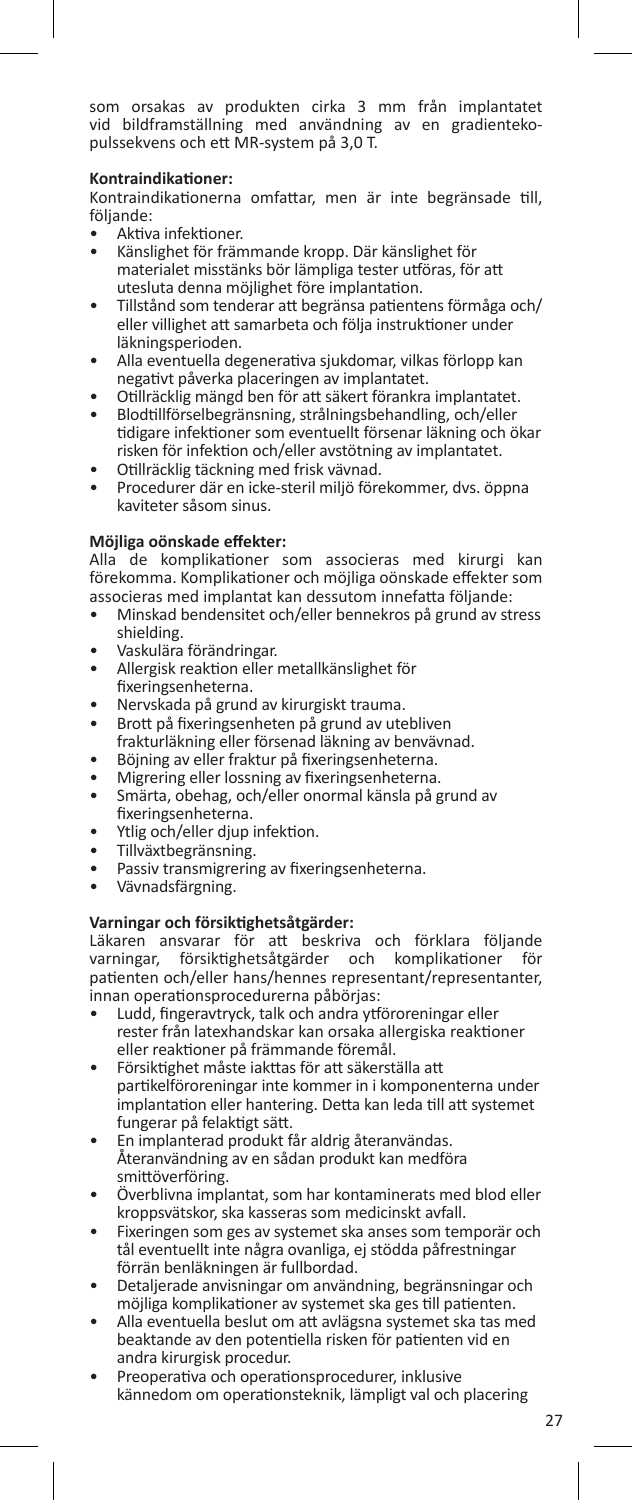som orsakas av produkten cirka 3 mm från implantatet vid bildframställning med användning av en gradienteko-pulssekvens och ett MR-system på 3,0 T.

**Kontraindikationer:**

Kontraindikationerna omfattar, men är inte begränsade till, följande:

- Aktiva infektioner.
- Känslighet för främmande kropp. Där känslighet för materialet misstänks bör lämpliga tester utföras, för att utesluta denna möjlighet före implantation.
- Tillstånd som tenderar att begränsa patientens förmåga och/eller villighet att samarbeta och följa instruktioner under läkningsperioden.
- Alla eventuella degenerativa sjukdomar, vilkas förlopp kan negativt påverka placeringen av implantatet.
- Otillräcklig mängd ben för att säkert förankra implantatet.
- Blodtillförselbegränsning, strålningsbehandling, och/eller tidigare infektioner som eventuellt försenar läkning och ökar risken för infektion och/eller avstötning av implantatet.
- Otillräcklig täckning med frisk vävnad.
- Procedurer där en icke-steril miljö förekommer, dvs. öppna kaviteter såsom sinus.

**Möjliga oönskade effekter:**

Alla de komplikationer som associeras med kirurgi kan förekomma. Komplikationer och möjliga oönskade effekter som associeras med implantat kan dessutom innefatta följande:

- Minskad bendensitet och/eller bennekros på grund av stress shielding.
- Vaskulära förändringar.
- Allergisk reaktion eller metallkänslighet för fixeringsenheterna.
- Nervskada på grund av kirurgiskt trauma.
- Brott på fixeringsenheten på grund av utebliven frakturläkning eller försenad läkning av benvävnad.
- Böjning av eller fraktur på fixeringsenheterna.
- Migrering eller lossning av fixeringsenheterna.
- Smärta, obehag, och/eller onormal känsla på grund av fixeringsenheterna.
- Ytlig och/eller djup infektion.
- Tillväxtbegränsning.
- Passiv transmigrering av fixeringsenheterna.
- Vävnadsfärgning.

**Varningar och försiktighetsåtgärder:**

Läkaren ansvarar för att beskriva och förklara följande varningar, försiktighetsåtgärder och komplikationer för patienten och/eller hans/hennes representant/representanter, innan operationsprocedurerna påbörjas:

- Ludd, fingeravtryck, talk och andra ytföroreningar eller rester från latexhandskar kan orsaka allergiska reaktioner eller reaktioner på främmande föremål.
- Försiktighet måste iakttas för att säkerställa att partikelföroreningar inte kommer in i komponenterna under implantation eller hantering. Detta kan leda till att systemet fungerar på felaktigt sätt.
- En implanterad produkt får aldrig återanvändas. Återanvändning av en sådan produkt kan medföra smittöverföring.
- Överblivna implantat, som har kontaminerats med blod eller kroppsvätskor, ska kasseras som medicinskt avfall.
- Fixeringen som ges av systemet ska anses som temporär och tål eventuellt inte några ovanliga, ej stödda påfrestningar förrän benläkningen är fullbordad.
- Detaljerade anvisningar om användning, begränsningar och möjliga komplikationer av systemet ska ges till patienten.
- Alla eventuella beslut om att avlägsna systemet ska tas med beaktande av den potentiella risken för patienten vid en andra kirurgisk procedur.
- Preoperativa och operationsprocedurer, inklusive kännedom om operationsteknik, lämpligt val och placering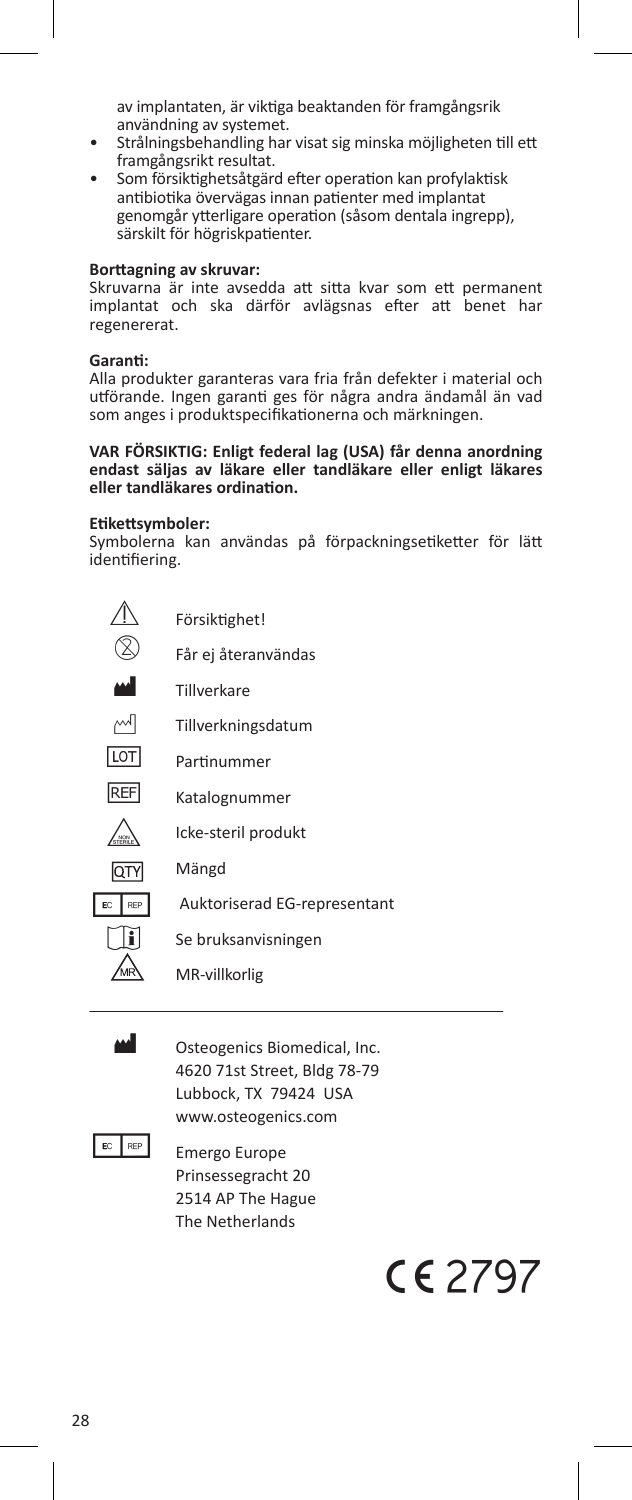av implantaten, är viktiga beaktanden för framgångsrik användning av systemet.

- Strålningsbehandling har visat sig minska möjligheten till ett framgångsrikt resultat.
- Som försiktighetsåtgärd efter operation kan profylaktisk antibiotika övervägas innan patienter med implantat genomgår ytterligare operation (såsom dentala ingrepp), särskilt för högriskpatienter.

**Borttagning av skruvar:**
Skruvarna är inte avsedda att sitta kvar som ett permanent implantat och ska därför avlägsnas efter att benet har regenererat.

**Garanti:**
Alla produkter garanteras vara fria från defekter i material och utförande. Ingen garanti ges för några andra ändamål än vad som anges i produktspecifikationerna och märkningen.

**VAR FÖRSIKTIG: Enligt federal lag (USA) får denna anordning endast säljas av läkare eller tandläkare eller enligt läkares eller tandläkares ordination.**

**Etikettsymboler:**
Symbolerna kan användas på förpackningsetiketter för lätt identifiering.

| Symbol | Betydelse |
|---|---|
| ⚠ | Försiktighet! |
| ⊗ | Får ej återanvändas |
| | Tillverkare |
| | Tillverkningsdatum |
| LOT | Partinummer |
| REF | Katalognummer |
| NON STERILE | Icke-steril produkt |
| QTY | Mängd |
| EC REP | Auktoriserad EG-representant |
| i | Se bruksanvisningen |
| MR | MR-villkorlig |

Osteogenics Biomedical, Inc.
4620 71st Street, Bldg 78-79
Lubbock, TX 79424 USA
www.osteogenics.com

EC REP

Emergo Europe
Prinsessegracht 20
2514 AP The Hague
The Netherlands

CE 2797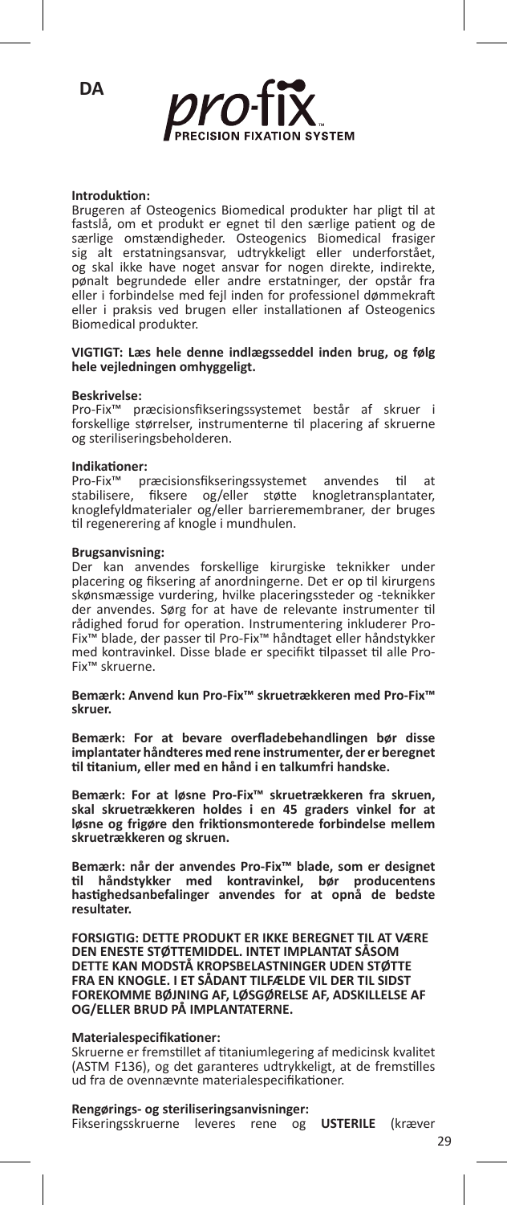DA

pro-fix™ PRECISION FIXATION SYSTEM

**Introduktion:**
Brugeren af Osteogenics Biomedical produkter har pligt til at fastslå, om et produkt er egnet til den særlige patient og de særlige omstændigheder. Osteogenics Biomedical frasiger sig alt erstatningsansvar, udtrykkeligt eller underforstået, og skal ikke have noget ansvar for nogen direkte, indirekte, pønalt begrundede eller andre erstatninger, der opstår fra eller i forbindelse med fejl inden for professionel dømmekraft eller i praksis ved brugen eller installationen af Osteogenics Biomedical produkter.

**VIGTIGT: Læs hele denne indlægsseddel inden brug, og følg hele vejledningen omhyggeligt.**

**Beskrivelse:**
Pro-Fix™ præcisionsfikseringssystemet består af skruer i forskellige størrelser, instrumenterne til placering af skruerne og steriliseringsbeholderen.

**Indikationer:**
Pro-Fix™ præcisionsfikseringssystemet anvendes til at stabilisere, fiksere og/eller støtte knogletransplantater, knoglefyldmaterialer og/eller barrieremembraner, der bruges til regenerering af knogle i mundhulen.

**Brugsanvisning:**
Der kan anvendes forskellige kirurgiske teknikker under placering og fiksering af anordningerne. Det er op til kirurgens skønsmæssige vurdering, hvilke placeringssteder og -teknikker der anvendes. Sørg for at have de relevante instrumenter til rådighed forud for operation. Instrumentering inkluderer Pro-Fix™ blade, der passer til Pro-Fix™ håndtaget eller håndstykker med kontravinkel. Disse blade er specifikt tilpasset til alle Pro-Fix™ skruerne.

**Bemærk: Anvend kun Pro-Fix™ skruetrækkeren med Pro-Fix™ skruer.**

**Bemærk: For at bevare overfladebehandlingen bør disse implantater håndteres med rene instrumenter, der er beregnet til titanium, eller med en hånd i en talkumfri handske.**

**Bemærk: For at løsne Pro-Fix™ skruetrækkeren fra skruen, skal skruetrækkeren holdes i en 45 graders vinkel for at løsne og frigøre den friktionsmonterede forbindelse mellem skruetrækkeren og skruen.**

**Bemærk: når der anvendes Pro-Fix™ blade, som er designet til håndstykker med kontravinkel, bør producentens hastighedsanbefalinger anvendes for at opnå de bedste resultater.**

**FORSIGTIG: DETTE PRODUKT ER IKKE BEREGNET TIL AT VÆRE DEN ENESTE STØTTEMIDDEL. INTET IMPLANTAT SÅSOM DETTE KAN MODSTÅ KROPSBELASTNINGER UDEN STØTTE FRA EN KNOGLE. I ET SÅDANT TILFÆLDE VIL DER TIL SIDST FOREKOMME BØJNING AF, LØSGØRELSE AF, ADSKILLELSE AF OG/ELLER BRUD PÅ IMPLANTATERNE.**

**Materialespecifikationer:**
Skruerne er fremstillet af titaniumlegering af medicinsk kvalitet (ASTM F136), og det garanteres udtrykkeligt, at de fremstilles ud fra de ovennævnte materialespecifikationer.

**Rengørings- og steriliseringsanvisninger:**
Fikseringsskruerne leveres rene og **USTERILE** (kræver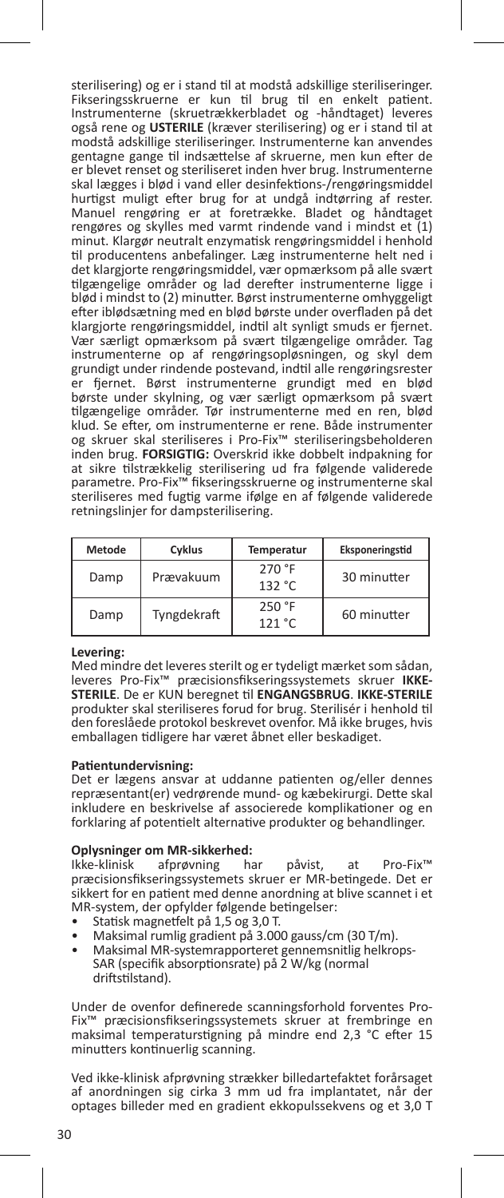sterilisering) og er i stand til at modstå adskillige steriliseringer. Fikseringsskruerne er kun til brug til en enkelt patient. Instrumenterne (skruetrækkerbladet og -håndtaget) leveres også rene og **USTERILE** (kræver sterilisering) og er i stand til at modstå adskillige steriliseringer. Instrumenterne kan anvendes gentagne gange til indsættelse af skruerne, men kun efter de er blevet renset og steriliseret inden hver brug. Instrumenterne skal lægges i blød i vand eller desinfektions-/rengøringsmiddel hurtigst muligt efter brug for at undgå indtørring af rester. Manuel rengøring er at foretrække. Bladet og håndtaget rengøres og skylles med varmt rindende vand i mindst et (1) minut. Klargør neutralt enzymatisk rengøringsmiddel i henhold til producentens anbefalinger. Læg instrumenterne helt ned i det klargjorte rengøringsmiddel, vær opmærksom på alle svært tilgængelige områder og lad derefter instrumenterne ligge i blød i mindst to (2) minutter. Børst instrumenterne omhyggeligt efter iblødsætning med en blød børste under overfladen på det klargjorte rengøringsmiddel, indtil alt synligt smuds er fjernet. Vær særligt opmærksom på svært tilgængelige områder. Tag instrumenterne op af rengøringsopløsningen, og skyl dem grundigt under rindende postevand, indtil alle rengøringsrester er fjernet. Børst instrumenterne grundigt med en blød børste under skylning, og vær særligt opmærksom på svært tilgængelige områder. Tør instrumenterne med en ren, blød klud. Se efter, om instrumenterne er rene. Både instrumenter og skruer skal steriliseres i Pro-Fix™ steriliseringsbeholderen inden brug. **FORSIGTIG:** Overskrid ikke dobbelt indpakning for at sikre tilstrækkelig sterilisering ud fra følgende validerede parametre. Pro-Fix™ fikseringsskruerne og instrumenterne skal steriliseres med fugtig varme ifølge en af følgende validerede retningslinjer for dampsterilisering.

| Metode | Cyklus | Temperatur | Eksponeringstid |
|---|---|---|---|
| Damp | Prævakuum | 270 °F<br>132 °C | 30 minutter |
| Damp | Tyngdekraft | 250 °F<br>121 °C | 60 minutter |

**Levering:**
Med mindre det leveres sterilt og er tydeligt mærket som sådan, leveres Pro-Fix™ præcisionsfikseringssystemets skruer **IKKE-STERILE**. De er KUN beregnet til **ENGANGSBRUG**. **IKKE-STERILE** produkter skal steriliseres forud for brug. Sterilisér i henhold til den foreslåede protokol beskrevet ovenfor. Må ikke bruges, hvis emballagen tidligere har været åbnet eller beskadiget.

**Patientundervisning:**
Det er lægens ansvar at uddanne patienten og/eller dennes repræsentant(er) vedrørende mund- og kæbekirurgi. Dette skal inkludere en beskrivelse af associerede komplikationer og en forklaring af potentielt alternative produkter og behandlinger.

**Oplysninger om MR-sikkerhed:**
Ikke-klinisk afprøvning har påvist, at Pro-Fix™ præcisionsfikseringssystemets skruer er MR-betingede. Det er sikkert for en patient med denne anordning at blive scannet i et MR-system, der opfylder følgende betingelser:

- Statisk magnetfelt på 1,5 og 3,0 T.
- Maksimal rumlig gradient på 3.000 gauss/cm (30 T/m).
- Maksimal MR-systemrapporteret gennemsnitlig helkrops-SAR (specifik absorptionsrate) på 2 W/kg (normal driftstilstand).

Under de ovenfor definerede scanningsforhold forventes Pro-Fix™ præcisionsfikseringssystemets skruer at frembringe en maksimal temperaturstigning på mindre end 2,3 °C efter 15 minutters kontinuerlig scanning.

Ved ikke-klinisk afprøvning strækker billedartefaktet forårsaget af anordningen sig cirka 3 mm ud fra implantatet, når der optages billeder med en gradient ekkopulssekvens og et 3,0 T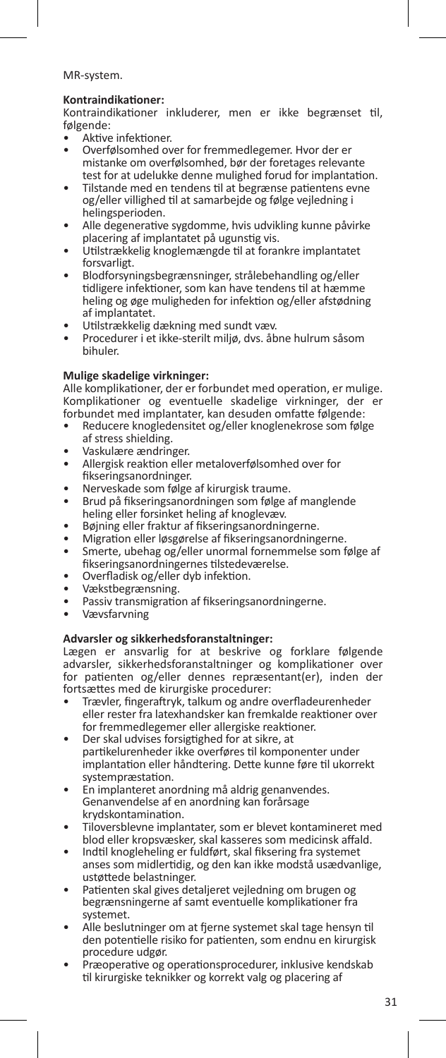MR-system.

**Kontraindikationer:**
Kontraindikationer inkluderer, men er ikke begrænset til, følgende:

- Aktive infektioner.
- Overfølsomhed over for fremmedlegemer. Hvor der er mistanke om overfølsomhed, bør der foretages relevante test for at udelukke denne mulighed forud for implantation.
- Tilstande med en tendens til at begrænse patientens evne og/eller villighed til at samarbejde og følge vejledning i helingsperioden.
- Alle degenerative sygdomme, hvis udvikling kunne påvirke placering af implantatet på ugunstig vis.
- Utilstrækkelig knoglemængde til at forankre implantatet forsvarligt.
- Blodforsyningsbegrænsninger, strålebehandling og/eller tidligere infektioner, som kan have tendens til at hæmme heling og øge muligheden for infektion og/eller afstødning af implantatet.
- Utilstrækkelig dækning med sundt væv.
- Procedurer i et ikke-sterilt miljø, dvs. åbne hulrum såsom bihuler.

**Mulige skadelige virkninger:**
Alle komplikationer, der er forbundet med operation, er mulige. Komplikationer og eventuelle skadelige virkninger, der er forbundet med implantater, kan desuden omfatte følgende:

- Reducere knogledensitet og/eller knoglenekrose som følge af stress shielding.
- Vaskulære ændringer.
- Allergisk reaktion eller metaloverfølsomhed over for fikseringsanordninger.
- Nerveskade som følge af kirurgisk traume.
- Brud på fikseringsanordningen som følge af manglende heling eller forsinket heling af knoglevæv.
- Bøjning eller fraktur af fikseringsanordningerne.
- Migration eller løsgørelse af fikseringsanordningerne.
- Smerte, ubehag og/eller unormal fornemmelse som følge af fikseringsanordningernes tilstedeværelse.
- Overfladisk og/eller dyb infektion.
- Vækstbegrænsning.
- Passiv transmigration af fikseringsanordningerne.
- Vævsfarvning

**Advarsler og sikkerhedsforanstaltninger:**
Lægen er ansvarlig for at beskrive og forklare følgende advarsler, sikkerhedsforanstaltninger og komplikationer over for patienten og/eller dennes repræsentant(er), inden der fortsættes med de kirurgiske procedurer:

- Trævler, fingeraftryk, talkum og andre overfladeurenheder eller rester fra latexhandsker kan fremkalde reaktioner over for fremmedlegemer eller allergiske reaktioner.
- Der skal udvises forsigtighed for at sikre, at partikelurenheder ikke overføres til komponenter under implantation eller håndtering. Dette kunne føre til ukorrekt systempræstation.
- En implanteret anordning må aldrig genanvendes. Genanvendelse af en anordning kan forårsage krydskontamination.
- Tiloversblevne implantater, som er blevet kontamineret med blod eller kropsvæsker, skal kasseres som medicinsk affald.
- Indtil knogleheling er fuldført, skal fiksering fra systemet anses som midlertidig, og den kan ikke modstå usædvanlige, ustøttede belastninger.
- Patienten skal gives detaljeret vejledning om brugen og begrænsningerne af samt eventuelle komplikationer fra systemet.
- Alle beslutninger om at fjerne systemet skal tage hensyn til den potentielle risiko for patienten, som endnu en kirurgisk procedure udgør.
- Præoperative og operationsprocedurer, inklusive kendskab til kirurgiske teknikker og korrekt valg og placering af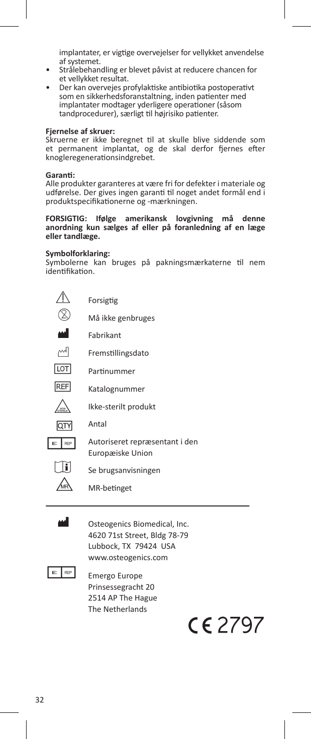implantater, er vigtige overvejelser for vellykket anvendelse af systemet.

- Strålebehandling er blevet påvist at reducere chancen for et vellykket resultat.
- Der kan overvejes profylaktiske antibiotika postoperativt som en sikkerhedsforanstaltning, inden patienter med implantater modtager yderligere operationer (såsom tandprocedurer), særligt til højrisiko patienter.

**Fjernelse af skruer:**
Skruerne er ikke beregnet til at skulle blive siddende som et permanent implantat, og de skal derfor fjernes efter knogleregenerationsindgrebet.

**Garanti:**
Alle produkter garanteres at være fri for defekter i materiale og udførelse. Der gives ingen garanti til noget andet formål end i produktspecifikationerne og -mærkningen.

**FORSIGTIG: Ifølge amerikansk lovgivning må denne anordning kun sælges af eller på foranledning af en læge eller tandlæge.**

**Symbolforklaring:**
Symbolerne kan bruges på pakningsmærkaterne til nem identifikation.

| Symbol | Betydning |
|---|---|
| ⚠ | Forsigtig |
| ② | Må ikke genbruges |
| | Fabrikant |
| | Fremstillingsdato |
| LOT | Partinummer |
| REF | Katalognummer |
| NON STERILE | Ikke-sterilt produkt |
| QTY | Antal |
| EC REP | Autoriseret repræsentant i den Europæiske Union |
| i | Se brugsanvisningen |
| MR | MR-betinget |

Osteogenics Biomedical, Inc.
4620 71st Street, Bldg 78-79
Lubbock, TX 79424 USA
www.osteogenics.com

EC REP
Emergo Europe
Prinsessegracht 20
2514 AP The Hague
The Netherlands

CE 2797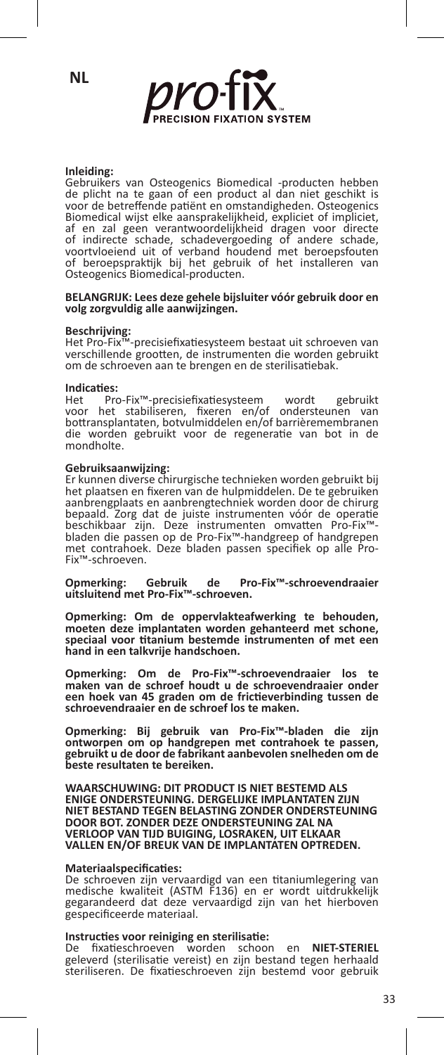NL

**pro-fix™**
**PRECISION FIXATION SYSTEM**

**Inleiding:**
Gebruikers van Osteogenics Biomedical -producten hebben de plicht na te gaan of een product al dan niet geschikt is voor de betreffende patiënt en omstandigheden. Osteogenics Biomedical wijst elke aansprakelijkheid, expliciet of impliciet, af en zal geen verantwoordelijkheid dragen voor directe of indirecte schade, schadevergoeding of andere schade, voortvloeiend uit of verband houdend met beroepsfouten of beroepspraktijk bij het gebruik of het installeren van Osteogenics Biomedical-producten.

**BELANGRIJK: Lees deze gehele bijsluiter vóór gebruik door en volg zorgvuldig alle aanwijzingen.**

**Beschrijving:**
Het Pro-Fix™-precisiefixatiesysteem bestaat uit schroeven van verschillende grootten, de instrumenten die worden gebruikt om de schroeven aan te brengen en de sterilisatiebak.

**Indicaties:**
Het Pro-Fix™-precisiefixatiesysteem wordt gebruikt voor het stabiliseren, fixeren en/of ondersteunen van bottransplantaten, botvulmiddelen en/of barrièremembranen die worden gebruikt voor de regeneratie van bot in de mondholte.

**Gebruiksaanwijzing:**
Er kunnen diverse chirurgische technieken worden gebruikt bij het plaatsen en fixeren van de hulpmiddelen. De te gebruiken aanbrengplaats en aanbrengtechniek worden door de chirurg bepaald. Zorg dat de juiste instrumenten vóór de operatie beschikbaar zijn. Deze instrumenten omvatten Pro-Fix™-bladen die passen op de Pro-Fix™-handgreep of handgrepen met contrahoek. Deze bladen passen specifiek op alle Pro-Fix™-schroeven.

**Opmerking: Gebruik de Pro-Fix™-schroevendraaier uitsluitend met Pro-Fix™-schroeven.**

**Opmerking: Om de oppervlakteafwerking te behouden, moeten deze implantaten worden gehanteerd met schone, speciaal voor titanium bestemde instrumenten of met een hand in een talkvrije handschoen.**

**Opmerking: Om de Pro-Fix™-schroevendraaier los te maken van de schroef houdt u de schroevendraaier onder een hoek van 45 graden om de frictieverbinding tussen de schroevendraaier en de schroef los te maken.**

**Opmerking: Bij gebruik van Pro-Fix™-bladen die zijn ontworpen om op handgrepen met contrahoek te passen, gebruikt u de door de fabrikant aanbevolen snelheden om de beste resultaten te bereiken.**

**WAARSCHUWING: DIT PRODUCT IS NIET BESTEMD ALS ENIGE ONDERSTEUNING. DERGELIJKE IMPLANTATEN ZIJN NIET BESTAND TEGEN BELASTING ZONDER ONDERSTEUNING DOOR BOT. ZONDER DEZE ONDERSTEUNING ZAL NA VERLOOP VAN TIJD BUIGING, LOSRAKEN, UIT ELKAAR VALLEN EN/OF BREUK VAN DE IMPLANTATEN OPTREDEN.**

**Materiaalspecificaties:**
De schroeven zijn vervaardigd van een titaniumlegering van medische kwaliteit (ASTM F136) en er wordt uitdrukkelijk gegarandeerd dat deze vervaardigd zijn van het hierboven gespecificeerde materiaal.

**Instructies voor reiniging en sterilisatie:**
De fixatieschroeven worden schoon en **NIET-STERIEL** geleverd (sterilisatie vereist) en zijn bestand tegen herhaald steriliseren. De fixatieschroeven zijn bestemd voor gebruik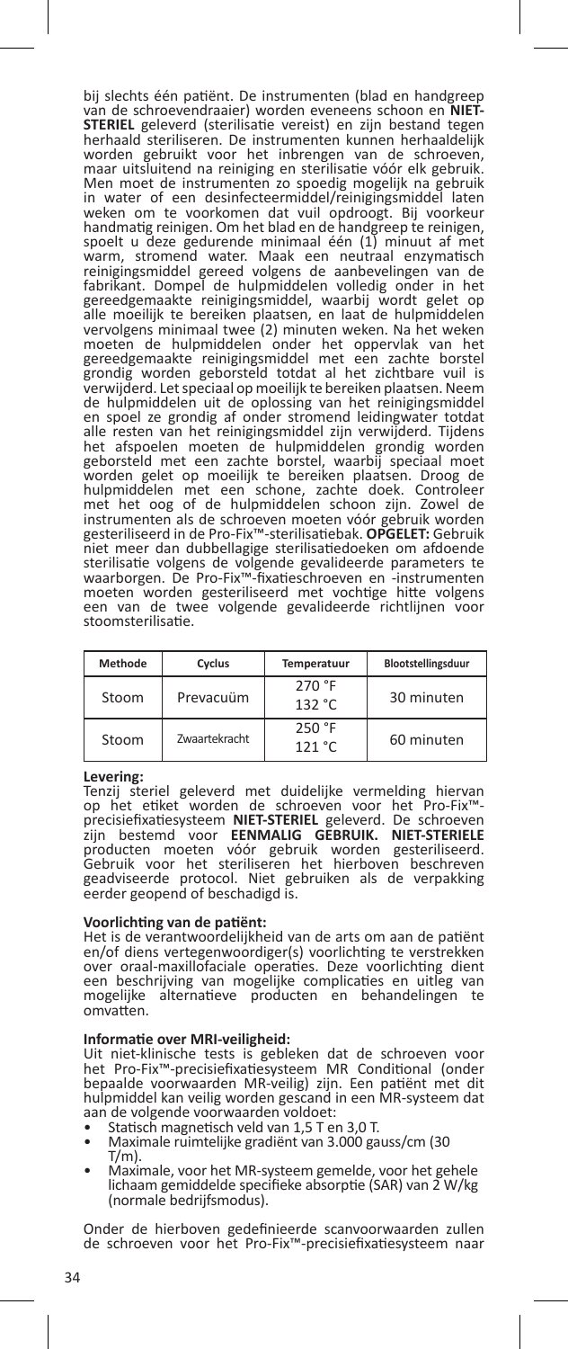bij slechts één patiënt. De instrumenten (blad en handgreep van de schroevendraaier) worden eveneens schoon en **NIET-STERIEL** geleverd (sterilisatie vereist) en zijn bestand tegen herhaald steriliseren. De instrumenten kunnen herhaaldelijk worden gebruikt voor het inbrengen van de schroeven, maar uitsluitend na reiniging en sterilisatie vóór elk gebruik. Men moet de instrumenten zo spoedig mogelijk na gebruik in water of een desinfecteermiddel/reinigingsmiddel laten weken om te voorkomen dat vuil opdroogt. Bij voorkeur handmatig reinigen. Om het blad en de handgreep te reinigen, spoelt u deze gedurende minimaal één (1) minuut af met warm, stromend water. Maak een neutraal enzymatisch reinigingsmiddel gereed volgens de aanbevelingen van de fabrikant. Dompel de hulpmiddelen volledig onder in het gereedgemaakte reinigingsmiddel, waarbij wordt gelet op alle moeilijk te bereiken plaatsen, en laat de hulpmiddelen vervolgens minimaal twee (2) minuten weken. Na het weken moeten de hulpmiddelen onder het oppervlak van het gereedgemaakte reinigingsmiddel met een zachte borstel grondig worden geborsteld totdat al het zichtbare vuil is verwijderd. Let speciaal op moeilijk te bereiken plaatsen. Neem de hulpmiddelen uit de oplossing van het reinigingsmiddel en spoel ze grondig af onder stromend leidingwater totdat alle resten van het reinigingsmiddel zijn verwijderd. Tijdens het afspoelen moeten de hulpmiddelen grondig worden geborsteld met een zachte borstel, waarbij speciaal moet worden gelet op moeilijk te bereiken plaatsen. Droog de hulpmiddelen met een schone, zachte doek. Controleer met het oog of de hulpmiddelen schoon zijn. Zowel de instrumenten als de schroeven moeten vóór gebruik worden gesteriliseerd in de Pro-Fix™-sterilisatiebak. **OPGELET:** Gebruik niet meer dan dubbellagige sterilisatiedoeken om afdoende sterilisatie volgens de volgende gevalideerde parameters te waarborgen. De Pro-Fix™-fixatieschroeven en -instrumenten moeten worden gesteriliseerd met vochtige hitte volgens een van de twee volgende gevalideerde richtlijnen voor stoomsterilisatie.

| Methode | Cyclus | Temperatuur | Blootstellingsduur |
|---|---|---|---|
| Stoom | Prevacuüm | 270 °F<br>132 °C | 30 minuten |
| Stoom | Zwaartekracht | 250 °F<br>121 °C | 60 minuten |

**Levering:**
Tenzij steriel geleverd met duidelijke vermelding hiervan op het etiket worden de schroeven voor het Pro-Fix™-precisiefixatiesysteem **NIET-STERIEL** geleverd. De schroeven zijn bestemd voor **EENMALIG GEBRUIK. NIET-STERIELE** producten moeten vóór gebruik worden gesteriliseerd. Gebruik voor het steriliseren het hierboven beschreven geadviseerde protocol. Niet gebruiken als de verpakking eerder geopend of beschadigd is.

**Voorlichting van de patiënt:**
Het is de verantwoordelijkheid van de arts om aan de patiënt en/of diens vertegenwoordiger(s) voorlichting te verstrekken over oraal-maxillofaciale operaties. Deze voorlichting dient een beschrijving van mogelijke complicaties en uitleg van mogelijke alternatieve producten en behandelingen te omvatten.

**Informatie over MRI-veiligheid:**
Uit niet-klinische tests is gebleken dat de schroeven voor het Pro-Fix™-precisiefixatiesysteem MR Conditional (onder bepaalde voorwaarden MR-veilig) zijn. Een patiënt met dit hulpmiddel kan veilig worden gescand in een MR-systeem dat aan de volgende voorwaarden voldoet:

- Statisch magnetisch veld van 1,5 T en 3,0 T.
- Maximale ruimtelijke gradiënt van 3.000 gauss/cm (30 T/m).
- Maximale, voor het MR-systeem gemelde, voor het gehele lichaam gemiddelde specifieke absorptie (SAR) van 2 W/kg (normale bedrijfsmodus).

Onder de hierboven gedefinieerde scanvoorwaarden zullen de schroeven voor het Pro-Fix™-precisiefixatiesysteem naar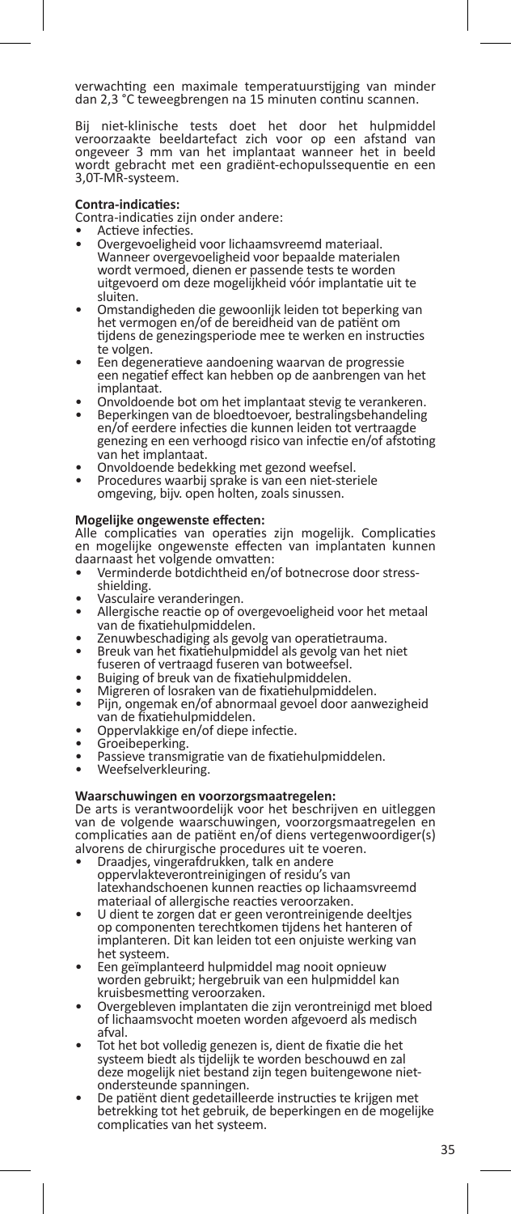verwachting een maximale temperatuurstijging van minder dan 2,3 °C teweegbrengen na 15 minuten continu scannen.

Bij niet-klinische tests doet het door het hulpmiddel veroorzaakte beeldartefact zich voor op een afstand van ongeveer 3 mm van het implantaat wanneer het in beeld wordt gebracht met een gradiënt-echopulssequentie en een 3,0T-MR-systeem.

**Contra-indicaties:**
Contra-indicaties zijn onder andere:

- Actieve infecties.
- Overgevoeligheid voor lichaamsvreemd materiaal. Wanneer overgevoeligheid voor bepaalde materialen wordt vermoed, dienen er passende tests te worden uitgevoerd om deze mogelijkheid vóór implantatie uit te sluiten.
- Omstandigheden die gewoonlijk leiden tot beperking van het vermogen en/of de bereidheid van de patiënt om tijdens de genezingsperiode mee te werken en instructies te volgen.
- Een degeneratieve aandoening waarvan de progressie een negatief effect kan hebben op de aanbrengen van het implantaat.
- Onvoldoende bot om het implantaat stevig te verankeren.
- Beperkingen van de bloedtoevoer, bestralingsbehandeling en/of eerdere infecties die kunnen leiden tot vertraagde genezing en een verhoogd risico van infectie en/of afstoting van het implantaat.
- Onvoldoende bedekking met gezond weefsel.
- Procedures waarbij sprake is van een niet-steriele omgeving, bijv. open holten, zoals sinussen.

**Mogelijke ongewenste effecten:**
Alle complicaties van operaties zijn mogelijk. Complicaties en mogelijke ongewenste effecten van implantaten kunnen daarnaast het volgende omvatten:

- Verminderde botdichtheid en/of botnecrose door stress-shielding.
- Vasculaire veranderingen.
- Allergische reactie op of overgevoeligheid voor het metaal van de fixatiehulpmiddelen.
- Zenuwbeschadiging als gevolg van operatietrauma.
- Breuk van het fixatiehulpmiddel als gevolg van het niet fuseren of vertraagd fuseren van botweefsel.
- Buiging of breuk van de fixatiehulpmiddelen.
- Migreren of losraken van de fixatiehulpmiddelen.
- Pijn, ongemak en/of abnormaal gevoel door aanwezigheid van de fixatiehulpmiddelen.
- Oppervlakkige en/of diepe infectie.
- Groeibeperking.
- Passieve transmigratie van de fixatiehulpmiddelen.
- Weefselverkleuring.

**Waarschuwingen en voorzorgsmaatregelen:**
De arts is verantwoordelijk voor het beschrijven en uitleggen van de volgende waarschuwingen, voorzorgsmaatregelen en complicaties aan de patiënt en/of diens vertegenwoordiger(s) alvorens de chirurgische procedures uit te voeren.

- Draadjes, vingerafdrukken, talk en andere oppervlakteverontreinigingen of residu's van latexhandschoenen kunnen reacties op lichaamsvreemd materiaal of allergische reacties veroorzaken.
- U dient te zorgen dat er geen verontreinigende deeltjes op componenten terechtkomen tijdens het hanteren of implanteren. Dit kan leiden tot een onjuiste werking van het systeem.
- Een geïmplanteerd hulpmiddel mag nooit opnieuw worden gebruikt; hergebruik van een hulpmiddel kan kruisbesmetting veroorzaken.
- Overgebleven implantaten die zijn verontreinigd met bloed of lichaamsvocht moeten worden afgevoerd als medisch afval.
- Tot het bot volledig genezen is, dient de fixatie die het systeem biedt als tijdelijk te worden beschouwd en zal deze mogelijk niet bestand zijn tegen buitengewone niet-ondersteunde spanningen.
- De patiënt dient gedetailleerde instructies te krijgen met betrekking tot het gebruik, de beperkingen en de mogelijke complicaties van het systeem.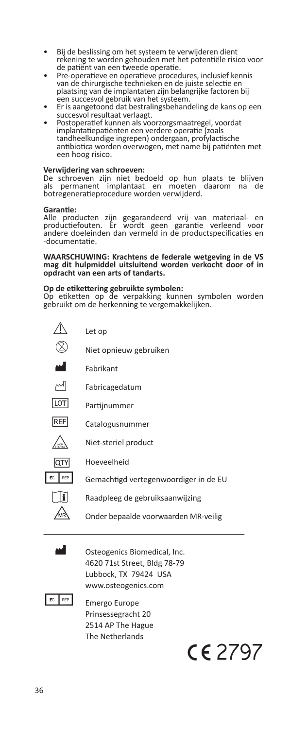- Bij de beslissing om het systeem te verwijderen dient rekening te worden gehouden met het potentiële risico voor de patiënt van een tweede operatie.
- Pre-operatieve en operatieve procedures, inclusief kennis van de chirurgische technieken en de juiste selectie en plaatsing van de implantaten zijn belangrijke factoren bij een succesvol gebruik van het systeem.
- Er is aangetoond dat bestralingsbehandeling de kans op een succesvol resultaat verlaagt.
- Postoperatief kunnen als voorzorgsmaatregel, voordat implantatiepatiënten een verdere operatie (zoals tandheelkundige ingrepen) ondergaan, profylactische antibiotica worden overwogen, met name bij patiënten met een hoog risico.

**Verwijdering van schroeven:**
De schroeven zijn niet bedoeld op hun plaats te blijven als permanent implantaat en moeten daarom na de botregeneratieprocedure worden verwijderd.

**Garantie:**
Alle producten zijn gegarandeerd vrij van materiaal- en productiefouten. Er wordt geen garantie verleend voor andere doeleinden dan vermeld in de productspecificaties en -documentatie.

**WAARSCHUWING: Krachtens de federale wetgeving in de VS mag dit hulpmiddel uitsluitend worden verkocht door of in opdracht van een arts of tandarts.**

**Op de etikettering gebruikte symbolen:**
Op etiketten op de verpakking kunnen symbolen worden gebruikt om de herkenning te vergemakkelijken.

| Symbool | Betekenis |
|---|---|
| ⚠ | Let op |
| (2) | Niet opnieuw gebruiken |
| Fabrikant-symbool | Fabrikant |
| Fabricagedatum-symbool | Fabricagedatum |
| LOT | Partijnummer |
| REF | Catalogusnummer |
| NON STERILE | Niet-steriel product |
| QTY | Hoeveelheid |
| EC REP | Gemachtigd vertegenwoordiger in de EU |
| i | Raadpleeg de gebruiksaanwijzing |
| MR | Onder bepaalde voorwaarden MR-veilig |

Osteogenics Biomedical, Inc.
4620 71st Street, Bldg 78-79
Lubbock, TX 79424 USA
www.osteogenics.com

EC REP
Emergo Europe
Prinsessegracht 20
2514 AP The Hague
The Netherlands

CE 2797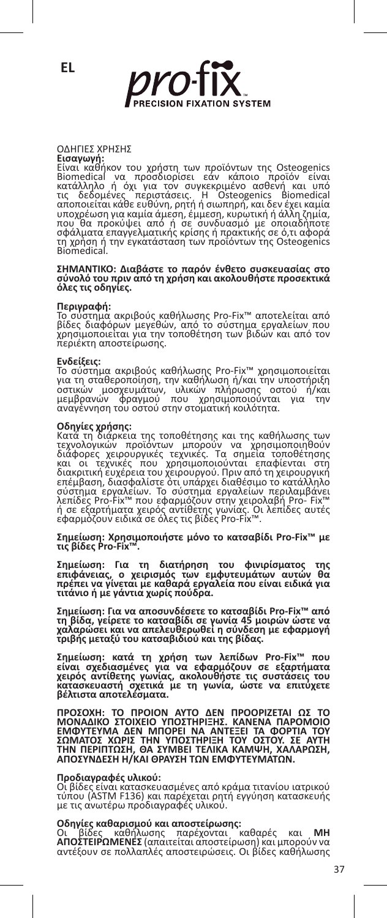EL

**pro-fix**
PRECISION FIXATION SYSTEM

ΟΔΗΓΙΕΣ ΧΡΗΣΗΣ

**Εισαγωγή:**
Είναι καθήκον του χρήστη των προϊόντων της Osteogenics Biomedical να προσδιορίσει εάν κάποιο προϊόν είναι κατάλληλο ή όχι για τον συγκεκριμένο ασθενή και υπό τις δεδομένες περιστάσεις. Η Osteogenics Biomedical αποποιείται κάθε ευθύνη, ρητή ή σιωπηρή, και δεν έχει καμία υποχρέωση για καμία άμεση, έμμεση, κυρωτική ή άλλη ζημία, που θα προκύψει από ή σε συνδυασμό με οποιαδήποτε σφάλματα επαγγελματικής κρίσης ή πρακτικής σε ό,τι αφορά τη χρήση ή την εγκατάσταση των προϊόντων της Osteogenics Biomedical.

**ΣΗΜΑΝΤΙΚΟ: Διαβάστε το παρόν ένθετο συσκευασίας στο σύνολό του πριν από τη χρήση και ακολουθήστε προσεκτικά όλες τις οδηγίες.**

**Περιγραφή:**
Το σύστημα ακριβούς καθήλωσης Pro-Fix™ αποτελείται από βίδες διαφόρων μεγεθών, από το σύστημα εργαλείων που χρησιμοποιείται για την τοποθέτηση των βιδών και από τον περιέκτη αποστείρωσης.

**Ενδείξεις:**
Το σύστημα ακριβούς καθήλωσης Pro-Fix™ χρησιμοποιείται για τη σταθεροποίηση, την καθήλωση ή/και την υποστήριξη οστικών μοσχευμάτων, υλικών πλήρωσης οστού ή/και μεμβρανών φραγμού που χρησιμοποιούνται για την αναγέννηση του οστού στην στοματική κοιλότητα.

**Οδηγίες χρήσης:**
Κατά τη διάρκεια της τοποθέτησης και της καθήλωσης των τεχνολογικών προϊόντων μπορούν να χρησιμοποιηθούν διάφορες χειρουργικές τεχνικές. Τα σημεία τοποθέτησης και οι τεχνικές που χρησιμοποιούνται επαφίενται στη διακριτική ευχέρεια του χειρουργού. Πριν από τη χειρουργική επέμβαση, διασφαλίστε ότι υπάρχει διαθέσιμο το κατάλληλο σύστημα εργαλείων. Το σύστημα εργαλείων περιλαμβάνει λεπίδες Pro-Fix™ που εφαρμόζουν στην χειρολαβή Pro- Fix™ ή σε εξαρτήματα χειρός αντίθετης γωνίας. Οι λεπίδες αυτές εφαρμόζουν ειδικά σε όλες τις βίδες Pro-Fix™.

**Σημείωση: Χρησιμοποιήστε μόνο το κατσαβίδι Pro-Fix™ με τις βίδες Pro-Fix™.**

**Σημείωση: Για τη διατήρηση του φινιρίσματος της επιφάνειας, ο χειρισμός των εμφυτευμάτων αυτών θα πρέπει να γίνεται με καθαρά εργαλεία που είναι ειδικά για τιτάνιο ή με γάντια χωρίς πούδρα.**

**Σημείωση: Για να αποσυνδέσετε το κατσαβίδι Pro-Fix™ από τη βίδα, γείρετε το κατσαβίδι σε γωνία 45 μοιρών ώστε να χαλαρώσει και να απελευθερωθεί η σύνδεση με εφαρμογή τριβής μεταξύ του κατσαβιδιού και της βίδας.**

**Σημείωση: κατά τη χρήση των λεπίδων Pro-Fix™ που είναι σχεδιασμένες για να εφαρμόζουν σε εξαρτήματα χειρός αντίθετης γωνίας, ακολουθήστε τις συστάσεις του κατασκευαστή σχετικά με τη γωνία, ώστε να επιτύχετε βέλτιστα αποτελέσματα.**

**ΠΡΟΣΟΧΗ: ΤΟ ΠΡΟΪΟΝ ΑΥΤΟ ΔΕΝ ΠΡΟΟΡΙΖΕΤΑΙ ΩΣ ΤΟ ΜΟΝΑΔΙΚΟ ΣΤΟΙΧΕΙΟ ΥΠΟΣΤΗΡΙΞΗΣ. ΚΑΝΕΝΑ ΠΑΡΟΜΟΙΟ ΕΜΦΥΤΕΥΜΑ ΔΕΝ ΜΠΟΡΕΙ ΝΑ ΑΝΤΕΞΕΙ ΤΑ ΦΟΡΤΙΑ ΤΟΥ ΣΩΜΑΤΟΣ ΧΩΡΙΣ ΤΗΝ ΥΠΟΣΤΗΡΙΞΗ ΤΟΥ ΟΣΤΟΥ. ΣΕ ΑΥΤΗ ΤΗΝ ΠΕΡΙΠΤΩΣΗ, ΘΑ ΣΥΜΒΕΙ ΤΕΛΙΚΑ ΚΑΜΨΗ, ΧΑΛΑΡΩΣΗ, ΑΠΟΣΥΝΔΕΣΗ Η/ΚΑΙ ΘΡΑΥΣΗ ΤΩΝ ΕΜΦΥΤΕΥΜΑΤΩΝ.**

**Προδιαγραφές υλικού:**
Οι βίδες είναι κατασκευασμένες από κράμα τιτανίου ιατρικού τύπου (ASTM F136) και παρέχεται ρητή εγγύηση κατασκευής με τις ανωτέρω προδιαγραφές υλικού.

**Οδηγίες καθαρισμού και αποστείρωσης:**
Οι βίδες καθήλωσης παρέχονται καθαρές και **ΜΗ ΑΠΟΣΤΕΙΡΩΜΕΝΕΣ** (απαιτείται αποστείρωση) και μπορούν να αντέξουν σε πολλαπλές αποστειρώσεις. Οι βίδες καθήλωσης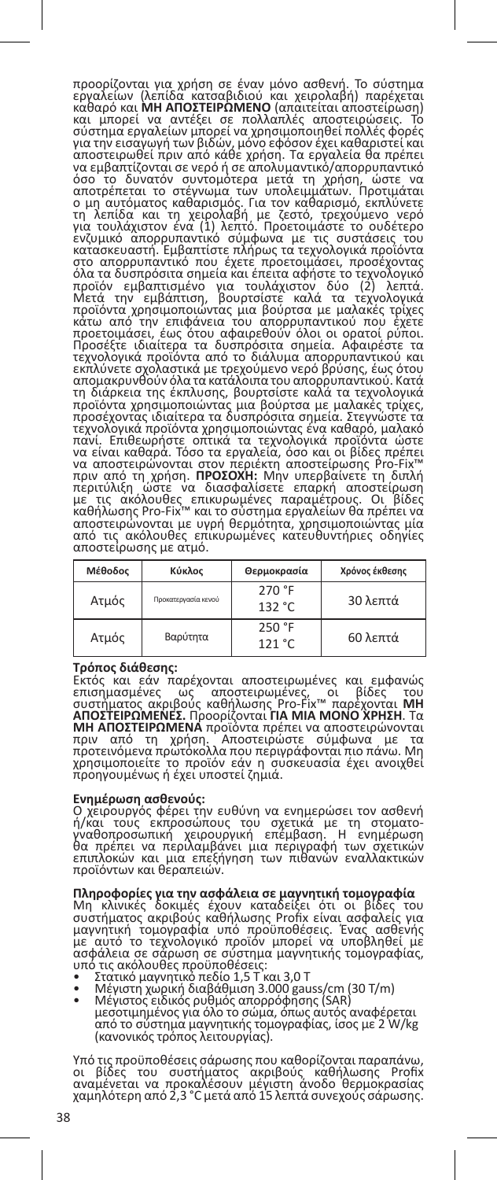προορίζονται για χρήση σε έναν μόνο ασθενή. Το σύστημα εργαλείων (λεπίδα κατσαβιδιού και χειρολαβή) παρέχεται καθαρό και **ΜΗ ΑΠΟΣΤΕΙΡΩΜΕΝΟ** (απαιτείται αποστείρωση) και μπορεί να αντέξει σε πολλαπλές αποστειρώσεις. Το σύστημα εργαλείων μπορεί να χρησιμοποιηθεί πολλές φορές για την εισαγωγή των βιδών, μόνο εφόσον έχει καθαριστεί και αποστειρωθεί πριν από κάθε χρήση. Τα εργαλεία θα πρέπει να εμβαπτίζονται σε νερό ή σε απολυμαντικό/απορρυπαντικό όσο το δυνατόν συντομότερα μετά τη χρήση, ώστε να αποτρέπεται το στέγνωμα των υπολειμμάτων. Προτιμάται ο μη αυτόματος καθαρισμός. Για τον καθαρισμό, εκπλύνετε τη λεπίδα και τη χειρολαβή με ζεστό, τρεχούμενο νερό για τουλάχιστον ένα (1) λεπτό. Προετοιμάστε το ουδέτερο ενζυμικό απορρυπαντικό σύμφωνα με τις συστάσεις του κατασκευαστή. Εμβαπτίστε πλήρως τα τεχνολογικά προϊόντα στο απορρυπαντικό που έχετε προετοιμάσει, προσέχοντας όλα τα δυσπρόσιτα σημεία και έπειτα αφήστε το τεχνολογικό προϊόν εμβαπτισμένο για τουλάχιστον δύο (2) λεπτά. Μετά την εμβάπτιση, βουρτσίστε καλά τα τεχνολογικά προϊόντα χρησιμοποιώντας μια βούρτσα με μαλακές τρίχες κάτω από την επιφάνεια του απορρυπαντικού που έχετε προετοιμάσει, έως ότου αφαιρεθούν όλοι οι ορατοί ρύποι. Προσέξτε ιδιαίτερα τα δυσπρόσιτα σημεία. Αφαιρέστε τα τεχνολογικά προϊόντα από το διάλυμα απορρυπαντικού και εκπλύνετε σχολαστικά με τρεχούμενο νερό βρύσης, έως ότου απομακρυνθούν όλα τα κατάλοιπα του απορρυπαντικού. Κατά τη διάρκεια της έκπλυσης, βουρτσίστε καλά τα τεχνολογικά προϊόντα χρησιμοποιώντας μια βούρτσα με μαλακές τρίχες, προσέχοντας ιδιαίτερα τα δυσπρόσιτα σημεία. Στεγνώστε τα τεχνολογικά προϊόντα χρησιμοποιώντας ένα καθαρό, μαλακό πανί. Επιθεωρήστε οπτικά τα τεχνολογικά προϊόντα ώστε να είναι καθαρά. Τόσο τα εργαλεία, όσο και οι βίδες πρέπει να αποστειρώνονται στον περιέκτη αποστείρωσης Pro-Fix™ πριν από τη χρήση. **ΠΡΟΣΟΧΗ:** Μην υπερβαίνετε τη διπλή περιτύλιξη ώστε να διασφαλίσετε επαρκή αποστείρωση με τις ακόλουθες επικυρωμένες παραμέτρους. Οι βίδες καθήλωσης Pro-Fix™ και το σύστημα εργαλείων θα πρέπει να αποστειρώνονται με υγρή θερμότητα, χρησιμοποιώντας μία από τις ακόλουθες επικυρωμένες κατευθυντήριες οδηγίες αποστείρωσης με ατμό.

| Μέθοδος | Κύκλος | Θερμοκρασία | Χρόνος έκθεσης |
|---|---|---|---|
| Ατμός | Προκατεργασία κενού | 270 °F<br>132 °C | 30 λεπτά |
| Ατμός | Βαρύτητα | 250 °F<br>121 °C | 60 λεπτά |

**Τρόπος διάθεσης:**
Εκτός και εάν παρέχονται αποστειρωμένες και εμφανώς επισημασμένες ως αποστειρωμένες, οι βίδες του συστήματος ακριβούς καθήλωσης Pro-Fix™ παρέχονται **ΜΗ ΑΠΟΣΤΕΙΡΩΜΕΝΕΣ.** Προορίζονται **ΓΙΑ ΜΙΑ ΜΟΝΟ ΧΡΗΣΗ**. Τα **ΜΗ ΑΠΟΣΤΕΙΡΩΜΕΝΑ** προϊόντα πρέπει να αποστειρώνονται πριν από τη χρήση. Αποστειρώστε σύμφωνα με τα προτεινόμενα πρωτόκολλα που περιγράφονται πιο πάνω. Μη χρησιμοποιείτε το προϊόν εάν η συσκευασία έχει ανοιχθεί προηγουμένως ή έχει υποστεί ζημιά.

**Ενημέρωση ασθενούς:**
Ο χειρουργός φέρει την ευθύνη να ενημερώσει τον ασθενή ή/και τους εκπροσώπους του σχετικά με τη στοματογναθοπροσωπική χειρουργική επέμβαση. Η ενημέρωση θα πρέπει να περιλαμβάνει μια περιγραφή των σχετικών επιπλοκών και μια επεξήγηση των πιθανών εναλλακτικών προϊόντων και θεραπειών.

**Πληροφορίες για την ασφάλεια σε μαγνητική τομογραφία**
Μη κλινικές δοκιμές έχουν καταδείξει ότι οι βίδες του συστήματος ακριβούς καθήλωσης Profix είναι ασφαλείς για μαγνητική τομογραφία υπό προϋποθέσεις. Ένας ασθενής με αυτό το τεχνολογικό προϊόν μπορεί να υποβληθεί με ασφάλεια σε σάρωση σε σύστημα μαγνητικής τομογραφίας, υπό τις ακόλουθες προϋποθέσεις:

- Στατικό μαγνητικό πεδίο 1,5 T και 3,0 T
- Μέγιστη χωρική διαβάθμιση 3.000 gauss/cm (30 T/m)
- Μέγιστος ειδικός ρυθμός απορρόφησης (SAR) μεσοτιμημένος για όλο το σώμα, όπως αυτός αναφέρεται από το σύστημα μαγνητικής τομογραφίας, ίσος με 2 W/kg (κανονικός τρόπος λειτουργίας).

Υπό τις προϋποθέσεις σάρωσης που καθορίζονται παραπάνω, οι βίδες του συστήματος ακριβούς καθήλωσης Profix αναμένεται να προκαλέσουν μέγιστη άνοδο θερμοκρασίας χαμηλότερη από 2,3 °C μετά από 15 λεπτά συνεχούς σάρωσης.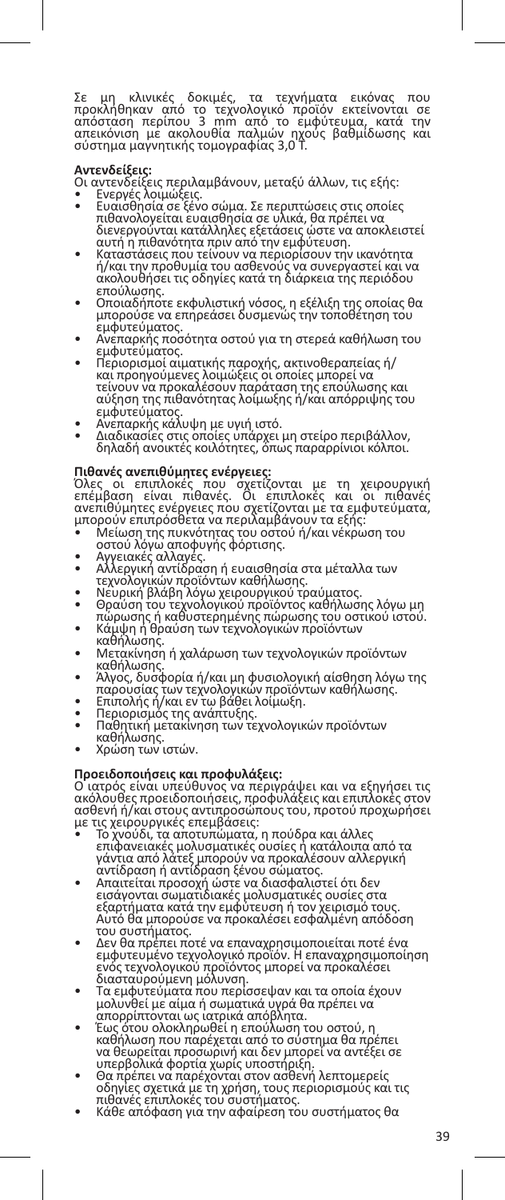Σε μη κλινικές δοκιμές, τα τεχνήματα εικόνας που προκλήθηκαν από το τεχνολογικό προϊόν εκτείνονται σε απόσταση περίπου 3 mm από το εμφύτευμα, κατά την απεικόνιση με ακολουθία παλμών ηχούς βαθμίδωσης και σύστημα μαγνητικής τομογραφίας 3,0 T.

**Αντενδείξεις:**

Οι αντενδείξεις περιλαμβάνουν, μεταξύ άλλων, τις εξής:

- Ενεργές λοιμώξεις.
- Ευαισθησία σε ξένο σώμα. Σε περιπτώσεις στις οποίες πιθανολογείται ευαισθησία σε υλικά, θα πρέπει να διενεργούνται κατάλληλες εξετάσεις ώστε να αποκλειστεί αυτή η πιθανότητα πριν από την εμφύτευση.
- Καταστάσεις που τείνουν να περιορίσουν την ικανότητα ή/και την προθυμία του ασθενούς να συνεργαστεί και να ακολουθήσει τις οδηγίες κατά τη διάρκεια της περιόδου επούλωσης.
- Οποιαδήποτε εκφυλιστική νόσος, η εξέλιξη της οποίας θα μπορούσε να επηρεάσει δυσμενώς την τοποθέτηση του εμφυτεύματος.
- Ανεπαρκής ποσότητα οστού για τη στερεά καθήλωση του εμφυτεύματος.
- Περιορισμοί αιματικής παροχής, ακτινοθεραπείας ή/ και προηγούμενες λοιμώξεις οι οποίες μπορεί να τείνουν να προκαλέσουν παράταση της επούλωσης και αύξηση της πιθανότητας λοίμωξης ή/και απόρριψης του εμφυτεύματος.
- Ανεπαρκής κάλυψη με υγιή ιστό.
- Διαδικασίες στις οποίες υπάρχει μη στείρο περιβάλλον, δηλαδή ανοικτές κοιλότητες, όπως παραρρίνιοι κόλποι.

**Πιθανές ανεπιθύμητες ενέργειες:**

Όλες οι επιπλοκές που σχετίζονται με τη χειρουργική επέμβαση είναι πιθανές. Οι επιπλοκές και οι πιθανές ανεπιθύμητες ενέργειες που σχετίζονται με τα εμφυτεύματα, μπορούν επιπρόσθετα να περιλαμβάνουν τα εξής:

- Μείωση της πυκνότητας του οστού ή/και νέκρωση του οστού λόγω αποφυγής φόρτισης.
- Αγγειακές αλλαγές.
- Αλλεργική αντίδραση ή ευαισθησία στα μέταλλα των τεχνολογικών προϊόντων καθήλωσης.
- Νευρική βλάβη λόγω χειρουργικού τραύματος.
- Θραύση του τεχνολογικού προϊόντος καθήλωσης λόγω μη πώρωσης ή καθυστερημένης πώρωσης του οστικού ιστού.
- Κάμψη ή θραύση των τεχνολογικών προϊόντων καθήλωσης.
- Μετακίνηση ή χαλάρωση των τεχνολογικών προϊόντων καθήλωσης.
- Άλγος, δυσφορία ή/και μη φυσιολογική αίσθηση λόγω της παρουσίας των τεχνολογικών προϊόντων καθήλωσης.
- Επιπολής ή/και εν τω βάθει λοίμωξη.
- Περιορισμός της ανάπτυξης.
- Παθητική μετακίνηση των τεχνολογικών προϊόντων καθήλωσης.
- Χρώση των ιστών.

**Προειδοποιήσεις και προφυλάξεις:**

Ο ιατρός είναι υπεύθυνος να περιγράψει και να εξηγήσει τις ακόλουθες προειδοποιήσεις, προφυλάξεις και επιπλοκές στον ασθενή ή/και στους αντιπροσώπους του, προτού προχωρήσει με τις χειρουργικές επεμβάσεις:

- Το χνούδι, τα αποτυπώματα, η πούδρα και άλλες επιφανειακές μολυσματικές ουσίες ή κατάλοιπα από τα γάντια από λάτεξ μπορούν να προκαλέσουν αλλεργική αντίδραση ή αντίδραση ξένου σώματος.
- Απαιτείται προσοχή ώστε να διασφαλιστεί ότι δεν εισάγονται σωματιδιακές μολυσματικές ουσίες στα εξαρτήματα κατά την εμφύτευση ή τον χειρισμό τους. Αυτό θα μπορούσε να προκαλέσει εσφαλμένη απόδοση του συστήματος.
- Δεν θα πρέπει ποτέ να επαναχρησιμοποιείται ποτέ ένα εμφυτευμένο τεχνολογικό προϊόν. Η επαναχρησιμοποίηση ενός τεχνολογικού προϊόντος μπορεί να προκαλέσει διασταυρούμενη μόλυνση.
- Τα εμφυτεύματα που περίσσεψαν και τα οποία έχουν μολυνθεί με αίμα ή σωματικά υγρά θα πρέπει να απορρίπτονται ως ιατρικά απόβλητα.
- Έως ότου ολοκληρωθεί η επούλωση του οστού, η καθήλωση που παρέχεται από το σύστημα θα πρέπει να θεωρείται προσωρινή και δεν μπορεί να αντέξει σε υπερβολικά φορτία χωρίς υποστήριξη.
- Θα πρέπει να παρέχονται στον ασθενή λεπτομερείς οδηγίες σχετικά με τη χρήση, τους περιορισμούς και τις πιθανές επιπλοκές του συστήματος.
- Κάθε απόφαση για την αφαίρεση του συστήματος θα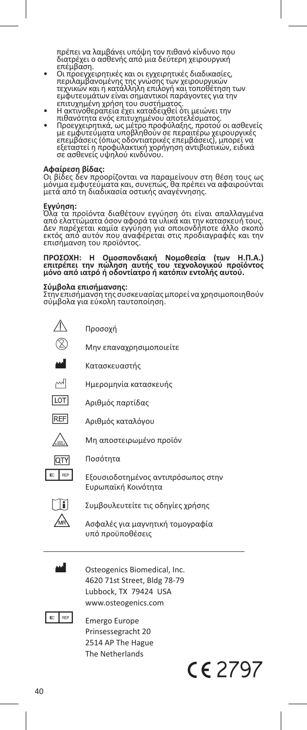πρέπει να λαμβάνει υπόψη τον πιθανό κίνδυνο που διατρέχει ο ασθενής από μια δεύτερη χειρουργική επέμβαση.

- Οι προεγχειρητικές και οι εγχειρητικές διαδικασίες, περιλαμβανομένης της γνώσης των χειρουργικών τεχνικών και η κατάλληλη επιλογή και τοποθέτηση των εμφυτευμάτων είναι σημαντικοί παράγοντες για την επιτυχημένη χρήση του συστήματος.
- Η ακτινοθεραπεία έχει καταδειχθεί ότι μειώνει την πιθανότητα ενός επιτυχημένου αποτελέσματος.
- Προεγχειρητικά, ως μέτρο προφύλαξης, προτού οι ασθενείς με εμφυτεύματα υποβληθούν σε περαιτέρω χειρουργικές επεμβάσεις (όπως οδοντιατρικές επεμβάσεις), μπορεί να εξεταστεί η προφυλακτική χορήγηση αντιβιοτικών, ειδικά σε ασθενείς υψηλού κινδύνου.

**Αφαίρεση βίδας:**
Οι βίδες δεν προορίζονται να παραμείνουν στη θέση τους ως μόνιμα εμφυτεύματα και, συνεπώς, θα πρέπει να αφαιρούνται μετά από τη διαδικασία οστικής αναγέννησης.

**Εγγύηση:**
Όλα τα προϊόντα διαθέτουν εγγύηση ότι είναι απαλλαγμένα από ελαττώματα όσον αφορά τα υλικά και την κατασκευή τους. Δεν παρέχεται καμία εγγύηση για οποιονδήποτε άλλο σκοπό εκτός από αυτόν που αναφέρεται στις προδιαγραφές και την επισήμανση του προϊόντος.

**ΠΡΟΣΟΧΗ: Η Ομοσπονδιακή Νομοθεσία (των Η.Π.Α.) επιτρέπει την πώληση αυτής του τεχνολογικού προϊόντος μόνο από ιατρό ή οδοντίατρο ή κατόπιν εντολής αυτού.**

**Σύμβολα επισήμανσης:**
Στην επισήμανση της συσκευασίας μπορεί να χρησιμοποιηθούν σύμβολα για εύκολη ταυτοποίηση.

| Σύμβολο | Σημασία |
| --- | --- |
| ⚠ | Προσοχή |
| ⊗ | Μην επαναχρησιμοποιείτε |
| Κατασκευαστής (σύμβολο) | Κατασκευαστής |
| Ημερομηνία κατασκευής (σύμβολο) | Ημερομηνία κατασκευής |
| LOT | Αριθμός παρτίδας |
| REF | Αριθμός καταλόγου |
| NON STERILE | Μη αποστειρωμένο προϊόν |
| QTY | Ποσότητα |
| EC REP | Εξουσιοδοτημένος αντιπρόσωπος στην Ευρωπαϊκή Κοινότητα |
| i | Συμβουλευτείτε τις οδηγίες χρήσης |
| MR | Ασφαλές για μαγνητική τομογραφία υπό προϋποθέσεις |

---

Osteogenics Biomedical, Inc.
4620 71st Street, Bldg 78-79
Lubbock, TX 79424 USA
www.osteogenics.com

EC REP
Emergo Europe
Prinsessegracht 20
2514 AP The Hague
The Netherlands

CE 2797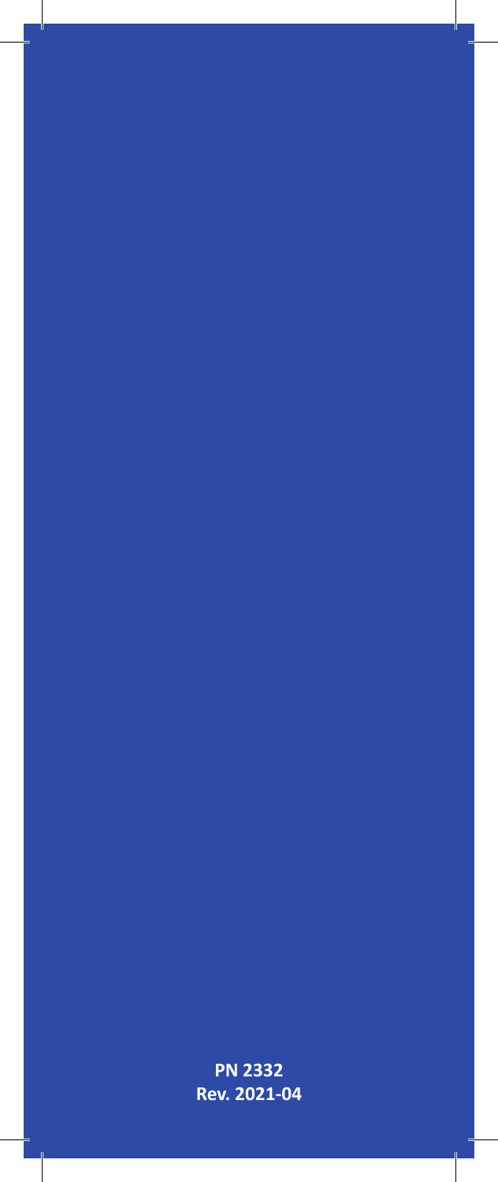**PN 2332**
**Rev. 2021-04**